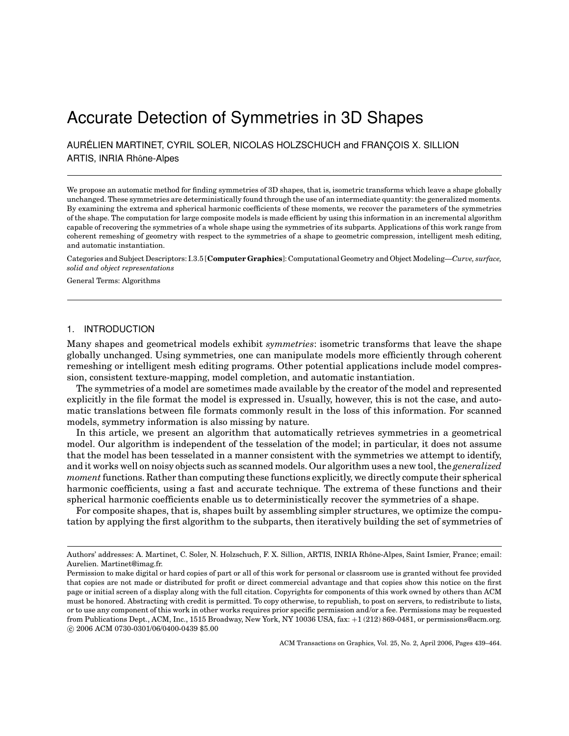# Accurate Detection of Symmetries in 3D Shapes

AURÉLIEN MARTINET, CYRIL SOLER, NICOLAS HOLZSCHUCH and FRANÇOIS X. SILLION
ARTIS, INRIA Rhône-Alpes

We propose an automatic method for finding symmetries of 3D shapes, that is, isometric transforms which leave a shape globally unchanged. These symmetries are deterministically found through the use of an intermediate quantity: the generalized moments. By examining the extrema and spherical harmonic coefficients of these moments, we recover the parameters of the symmetries of the shape. The computation for large composite models is made efficient by using this information in an incremental algorithm capable of recovering the symmetries of a whole shape using the symmetries of its subparts. Applications of this work range from coherent remeshing of geometry with respect to the symmetries of a shape to geometric compression, intelligent mesh editing, and automatic instantiation.

Categories and Subject Descriptors: I.3.5 [**Computer Graphics**]: Computational Geometry and Object Modeling—*Curve, surface, solid and object representations*

General Terms: Algorithms

## 1. INTRODUCTION

Many shapes and geometrical models exhibit *symmetries*: isometric transforms that leave the shape globally unchanged. Using symmetries, one can manipulate models more efficiently through coherent remeshing or intelligent mesh editing programs. Other potential applications include model compression, consistent texture-mapping, model completion, and automatic instantiation.

The symmetries of a model are sometimes made available by the creator of the model and represented explicitly in the file format the model is expressed in. Usually, however, this is not the case, and automatic translations between file formats commonly result in the loss of this information. For scanned models, symmetry information is also missing by nature.

In this article, we present an algorithm that automatically retrieves symmetries in a geometrical model. Our algorithm is independent of the tesselation of the model; in particular, it does not assume that the model has been tesselated in a manner consistent with the symmetries we attempt to identify, and it works well on noisy objects such as scanned models. Our algorithm uses a new tool, the *generalized moment* functions. Rather than computing these functions explicitly, we directly compute their spherical harmonic coefficients, using a fast and accurate technique. The extrema of these functions and their spherical harmonic coefficients enable us to deterministically recover the symmetries of a shape.

For composite shapes, that is, shapes built by assembling simpler structures, we optimize the computation by applying the first algorithm to the subparts, then iteratively building the set of symmetries of

---

Authors' addresses: A. Martinet, C. Soler, N. Holzschuch, F. X. Sillion, ARTIS, INRIA Rhône-Alpes, Saint Ismier, France; email: Aurelien. Martinet@imag.fr.

Permission to make digital or hard copies of part or all of this work for personal or classroom use is granted without fee provided that copies are not made or distributed for profit or direct commercial advantage and that copies show this notice on the first page or initial screen of a display along with the full citation. Copyrights for components of this work owned by others than ACM must be honored. Abstracting with credit is permitted. To copy otherwise, to republish, to post on servers, to redistribute to lists, or to use any component of this work in other works requires prior specific permission and/or a fee. Permissions may be requested from Publications Dept., ACM, Inc., 1515 Broadway, New York, NY 10036 USA, fax: +1 (212) 869-0481, or permissions@acm.org.
© 2006 ACM 0730-0301/06/0400-0439 $5.00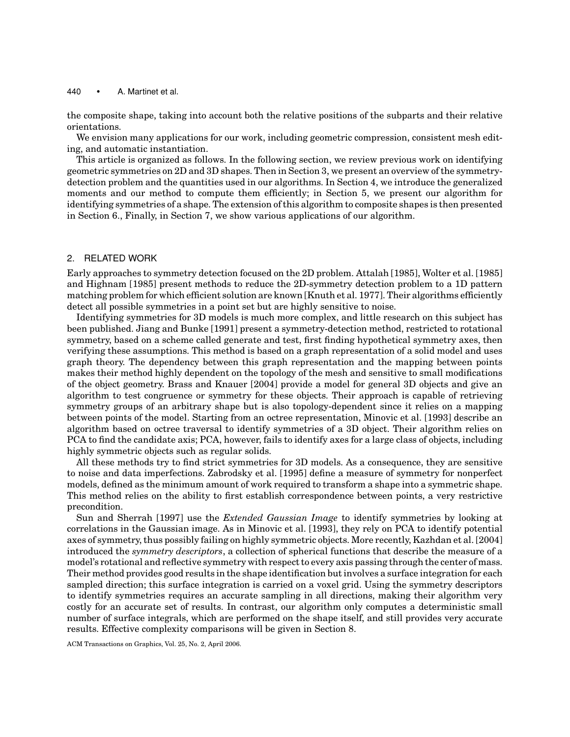the composite shape, taking into account both the relative positions of the subparts and their relative orientations.

We envision many applications for our work, including geometric compression, consistent mesh editing, and automatic instantiation.

This article is organized as follows. In the following section, we review previous work on identifying geometric symmetries on 2D and 3D shapes. Then in Section 3, we present an overview of the symmetry-detection problem and the quantities used in our algorithms. In Section 4, we introduce the generalized moments and our method to compute them efficiently; in Section 5, we present our algorithm for identifying symmetries of a shape. The extension of this algorithm to composite shapes is then presented in Section 6., Finally, in Section 7, we show various applications of our algorithm.

## 2. RELATED WORK

Early approaches to symmetry detection focused on the 2D problem. Attalah [1985], Wolter et al. [1985] and Highnam [1985] present methods to reduce the 2D-symmetry detection problem to a 1D pattern matching problem for which efficient solution are known [Knuth et al. 1977]. Their algorithms efficiently detect all possible symmetries in a point set but are highly sensitive to noise.

Identifying symmetries for 3D models is much more complex, and little research on this subject has been published. Jiang and Bunke [1991] present a symmetry-detection method, restricted to rotational symmetry, based on a scheme called generate and test, first finding hypothetical symmetry axes, then verifying these assumptions. This method is based on a graph representation of a solid model and uses graph theory. The dependency between this graph representation and the mapping between points makes their method highly dependent on the topology of the mesh and sensitive to small modifications of the object geometry. Brass and Knauer [2004] provide a model for general 3D objects and give an algorithm to test congruence or symmetry for these objects. Their approach is capable of retrieving symmetry groups of an arbitrary shape but is also topology-dependent since it relies on a mapping between points of the model. Starting from an octree representation, Minovic et al. [1993] describe an algorithm based on octree traversal to identify symmetries of a 3D object. Their algorithm relies on PCA to find the candidate axis; PCA, however, fails to identify axes for a large class of objects, including highly symmetric objects such as regular solids.

All these methods try to find strict symmetries for 3D models. As a consequence, they are sensitive to noise and data imperfections. Zabrodsky et al. [1995] define a measure of symmetry for nonperfect models, defined as the minimum amount of work required to transform a shape into a symmetric shape. This method relies on the ability to first establish correspondence between points, a very restrictive precondition.

Sun and Sherrah [1997] use the *Extended Gaussian Image* to identify symmetries by looking at correlations in the Gaussian image. As in Minovic et al. [1993], they rely on PCA to identify potential axes of symmetry, thus possibly failing on highly symmetric objects. More recently, Kazhdan et al. [2004] introduced the *symmetry descriptors*, a collection of spherical functions that describe the measure of a model's rotational and reflective symmetry with respect to every axis passing through the center of mass. Their method provides good results in the shape identification but involves a surface integration for each sampled direction; this surface integration is carried on a voxel grid. Using the symmetry descriptors to identify symmetries requires an accurate sampling in all directions, making their algorithm very costly for an accurate set of results. In contrast, our algorithm only computes a deterministic small number of surface integrals, which are performed on the shape itself, and still provides very accurate results. Effective complexity comparisons will be given in Section 8.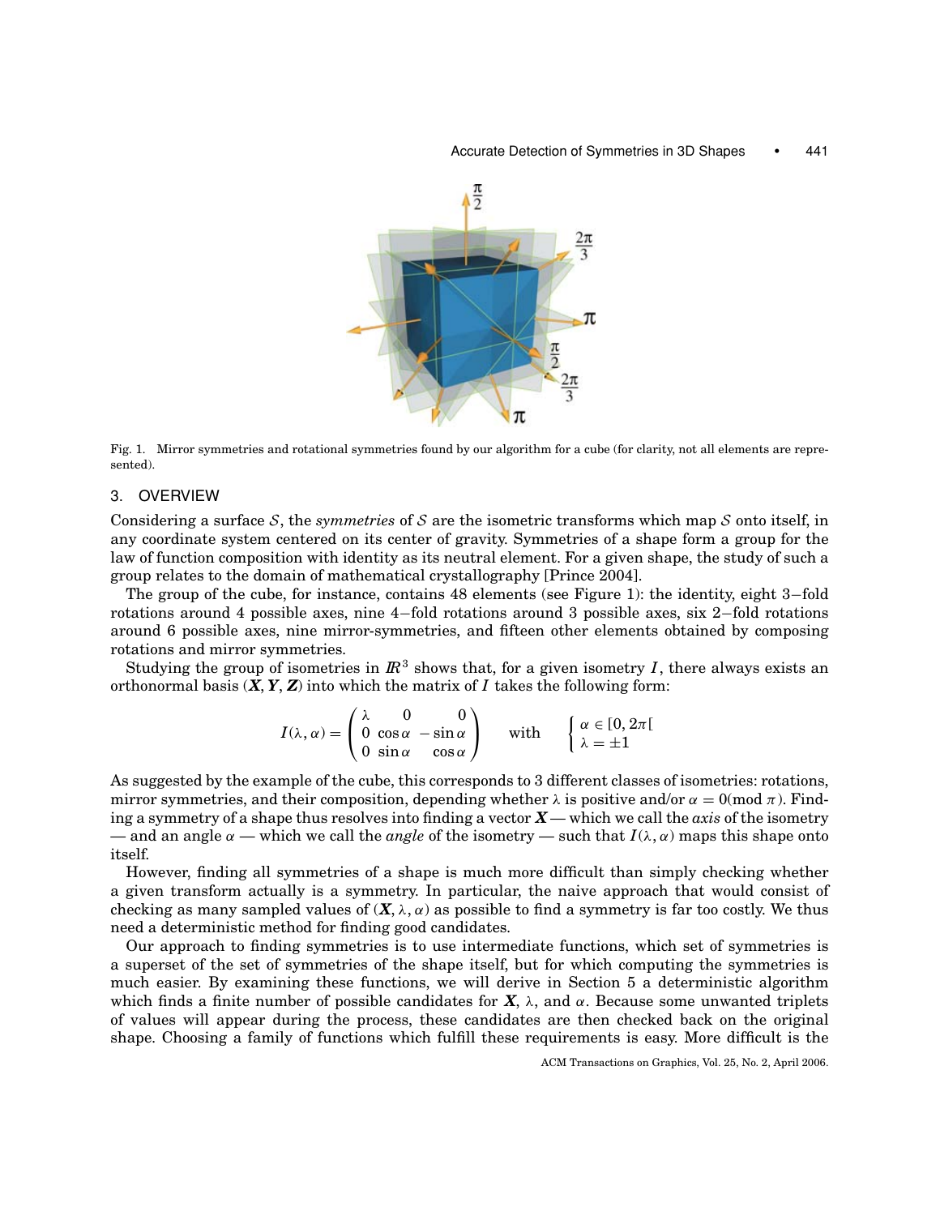Fig. 1. Mirror symmetries and rotational symmetries found by our algorithm for a cube (for clarity, not all elements are represented).

## 3. OVERVIEW

Considering a surface $\mathcal{S}$, the *symmetries* of $\mathcal{S}$ are the isometric transforms which map $\mathcal{S}$ onto itself, in any coordinate system centered on its center of gravity. Symmetries of a shape form a group for the law of function composition with identity as its neutral element. For a given shape, the study of such a group relates to the domain of mathematical crystallography [Prince 2004].

The group of the cube, for instance, contains 48 elements (see Figure 1): the identity, eight 3−fold rotations around 4 possible axes, nine 4−fold rotations around 3 possible axes, six 2−fold rotations around 6 possible axes, nine mirror-symmetries, and fifteen other elements obtained by composing rotations and mirror symmetries.

Studying the group of isometries in $\mathbb{R}^3$ shows that, for a given isometry $I$, there always exists an orthonormal basis $(\boldsymbol{X}, \boldsymbol{Y}, \boldsymbol{Z})$ into which the matrix of $I$ takes the following form:

$$I(\lambda, \alpha) = \begin{pmatrix} \lambda & 0 & 0 \\ 0 & \cos\alpha & -\sin\alpha \\ 0 & \sin\alpha & \cos\alpha \end{pmatrix} \qquad \text{with} \qquad \begin{cases} \alpha \in [0, 2\pi[ \\ \lambda = \pm 1 \end{cases}$$

As suggested by the example of the cube, this corresponds to 3 different classes of isometries: rotations, mirror symmetries, and their composition, depending whether $\lambda$ is positive and/or $\alpha = 0 (\text{mod } \pi)$. Finding a symmetry of a shape thus resolves into finding a vector $\boldsymbol{X}$ — which we call the *axis* of the isometry — and an angle $\alpha$ — which we call the *angle* of the isometry — such that $I(\lambda, \alpha)$ maps this shape onto itself.

However, finding all symmetries of a shape is much more difficult than simply checking whether a given transform actually is a symmetry. In particular, the naive approach that would consist of checking as many sampled values of $(\boldsymbol{X}, \lambda, \alpha)$ as possible to find a symmetry is far too costly. We thus need a deterministic method for finding good candidates.

Our approach to finding symmetries is to use intermediate functions, which set of symmetries is a superset of the set of symmetries of the shape itself, but for which computing the symmetries is much easier. By examining these functions, we will derive in Section 5 a deterministic algorithm which finds a finite number of possible candidates for $\boldsymbol{X}$, $\lambda$, and $\alpha$. Because some unwanted triplets of values will appear during the process, these candidates are then checked back on the original shape. Choosing a family of functions which fulfill these requirements is easy. More difficult is the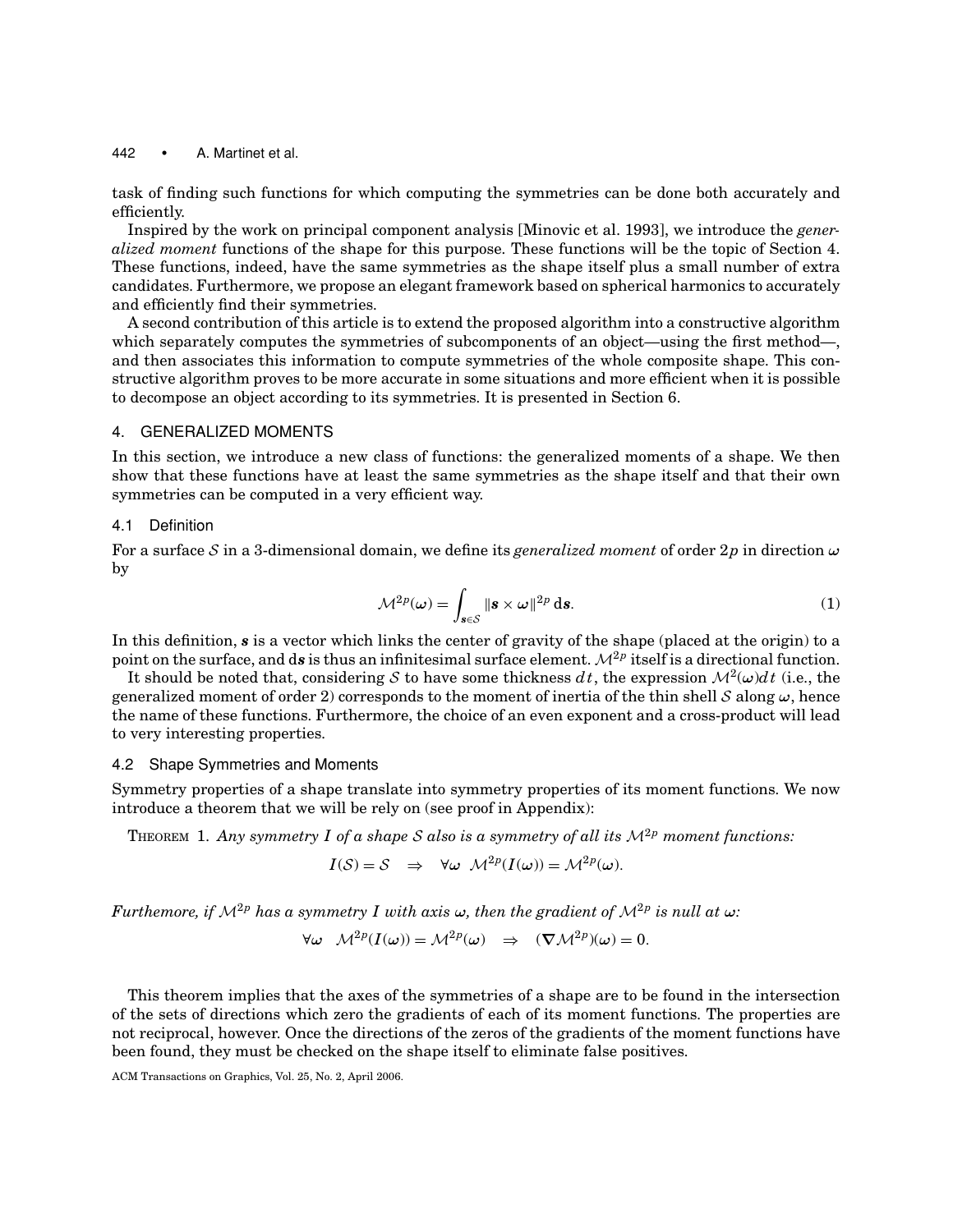task of finding such functions for which computing the symmetries can be done both accurately and efficiently.

Inspired by the work on principal component analysis [Minovic et al. 1993], we introduce the *generalized moment* functions of the shape for this purpose. These functions will be the topic of Section 4. These functions, indeed, have the same symmetries as the shape itself plus a small number of extra candidates. Furthermore, we propose an elegant framework based on spherical harmonics to accurately and efficiently find their symmetries.

A second contribution of this article is to extend the proposed algorithm into a constructive algorithm which separately computes the symmetries of subcomponents of an object—using the first method—, and then associates this information to compute symmetries of the whole composite shape. This constructive algorithm proves to be more accurate in some situations and more efficient when it is possible to decompose an object according to its symmetries. It is presented in Section 6.

## 4. GENERALIZED MOMENTS

In this section, we introduce a new class of functions: the generalized moments of a shape. We then show that these functions have at least the same symmetries as the shape itself and that their own symmetries can be computed in a very efficient way.

### 4.1 Definition

For a surface $\mathcal{S}$ in a 3-dimensional domain, we define its *generalized moment* of order $2p$ in direction $\boldsymbol{\omega}$ by

$$\mathcal{M}^{2p}(\boldsymbol{\omega}) = \int_{\boldsymbol{s}\in\mathcal{S}} \|\boldsymbol{s} \times \boldsymbol{\omega}\|^{2p} \, \mathrm{d}\boldsymbol{s}. \tag{1}$$

In this definition, $\boldsymbol{s}$ is a vector which links the center of gravity of the shape (placed at the origin) to a point on the surface, and $\mathrm{d}\boldsymbol{s}$ is thus an infinitesimal surface element. $\mathcal{M}^{2p}$ itself is a directional function.

It should be noted that, considering $\mathcal{S}$ to have some thickness $dt$, the expression $\mathcal{M}^2(\omega)dt$ (i.e., the generalized moment of order 2) corresponds to the moment of inertia of the thin shell $\mathcal{S}$ along $\boldsymbol{\omega}$, hence the name of these functions. Furthermore, the choice of an even exponent and a cross-product will lead to very interesting properties.

### 4.2 Shape Symmetries and Moments

Symmetry properties of a shape translate into symmetry properties of its moment functions. We now introduce a theorem that we will be rely on (see proof in Appendix):

THEOREM 1. *Any symmetry $I$ of a shape $\mathcal{S}$ also is a symmetry of all its $\mathcal{M}^{2p}$ moment functions:*

$$I(\mathcal{S}) = \mathcal{S} \quad \Rightarrow \quad \forall \boldsymbol{\omega} \;\; \mathcal{M}^{2p}(I(\boldsymbol{\omega})) = \mathcal{M}^{2p}(\boldsymbol{\omega}).$$

*Furthemore, if $\mathcal{M}^{2p}$ has a symmetry $I$ with axis $\boldsymbol{\omega}$, then the gradient of $\mathcal{M}^{2p}$ is null at $\boldsymbol{\omega}$:*

$$\forall \boldsymbol{\omega} \quad \mathcal{M}^{2p}(I(\boldsymbol{\omega})) = \mathcal{M}^{2p}(\boldsymbol{\omega}) \quad \Rightarrow \quad (\boldsymbol{\nabla}\mathcal{M}^{2p})(\boldsymbol{\omega}) = 0.$$

This theorem implies that the axes of the symmetries of a shape are to be found in the intersection of the sets of directions which zero the gradients of each of its moment functions. The properties are not reciprocal, however. Once the directions of the zeros of the gradients of the moment functions have been found, they must be checked on the shape itself to eliminate false positives.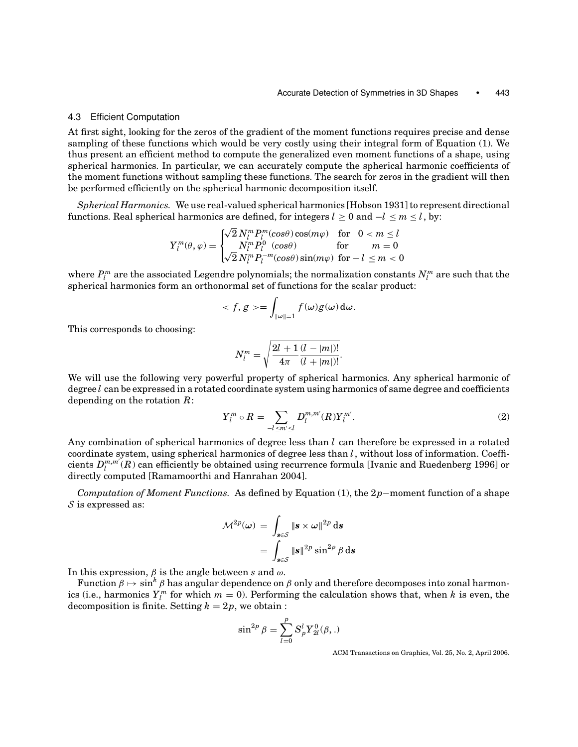### 4.3 Efficient Computation

At first sight, looking for the zeros of the gradient of the moment functions requires precise and dense sampling of these functions which would be very costly using their integral form of Equation (1). We thus present an efficient method to compute the generalized even moment functions of a shape, using spherical harmonics. In particular, we can accurately compute the spherical harmonic coefficients of the moment functions without sampling these functions. The search for zeros in the gradient will then be performed efficiently on the spherical harmonic decomposition itself.

*Spherical Harmonics.* We use real-valued spherical harmonics [Hobson 1931] to represent directional functions. Real spherical harmonics are defined, for integers $l \geq 0$ and $-l \leq m \leq l$, by:

$$Y_l^m(\theta, \varphi) = \begin{cases} \sqrt{2}\, N_l^m P_l^m(cos\theta)\cos(m\varphi) & \text{for} \quad 0 < m \leq l \\ N_l^m P_l^0 \;\, (cos\theta) & \text{for} \qquad m = 0 \\ \sqrt{2}\, N_l^m P_l^{-m}(cos\theta)\sin(m\varphi) & \text{for} -l \leq m < 0 \end{cases}$$

where $P_l^m$ are the associated Legendre polynomials; the normalization constants $N_l^m$ are such that the spherical harmonics form an orthonormal set of functions for the scalar product:

$$< f, g >= \int_{\|\omega\|=1} f(\omega) g(\omega)\, \mathrm{d}\omega.$$

This corresponds to choosing:

$$N_l^m = \sqrt{\frac{2l+1}{4\pi} \frac{(l-|m|)!}{(l+|m|)!}}.$$

We will use the following very powerful property of spherical harmonics. Any spherical harmonic of degree $l$ can be expressed in a rotated coordinate system using harmonics of same degree and coefficients depending on the rotation $R$:

$$Y_l^m \circ R = \sum_{-l \leq m' \leq l} D_l^{m,m'}(R) Y_l^{m'}. \tag{2}$$

Any combination of spherical harmonics of degree less than $l$ can therefore be expressed in a rotated coordinate system, using spherical harmonics of degree less than $l$, without loss of information. Coefficients $D_l^{m,m'}(R)$ can efficiently be obtained using recurrence formula [Ivanic and Ruedenberg 1996] or directly computed [Ramamoorthi and Hanrahan 2004].

*Computation of Moment Functions.* As defined by Equation (1), the $2p$−moment function of a shape $\mathcal{S}$ is expressed as:

$$\begin{aligned} \mathcal{M}^{2p}(\omega) &= \int_{s \in \mathcal{S}} \|s \times \omega\|^{2p}\, \mathrm{d}s \\ &= \int_{s \in \mathcal{S}} \|s\|^{2p} \sin^{2p} \beta\, \mathrm{d}s \end{aligned}$$

In this expression, $\beta$ is the angle between $s$ and $\omega$.

Function $\beta \mapsto \sin^k \beta$ has angular dependence on $\beta$ only and therefore decomposes into zonal harmonics (i.e., harmonics $Y_l^m$ for which $m = 0$). Performing the calculation shows that, when $k$ is even, the decomposition is finite. Setting $k = 2p$, we obtain :

$$\sin^{2p} \beta = \sum_{l=0}^{p} S_p^l Y_{2l}^0(\beta, .)$$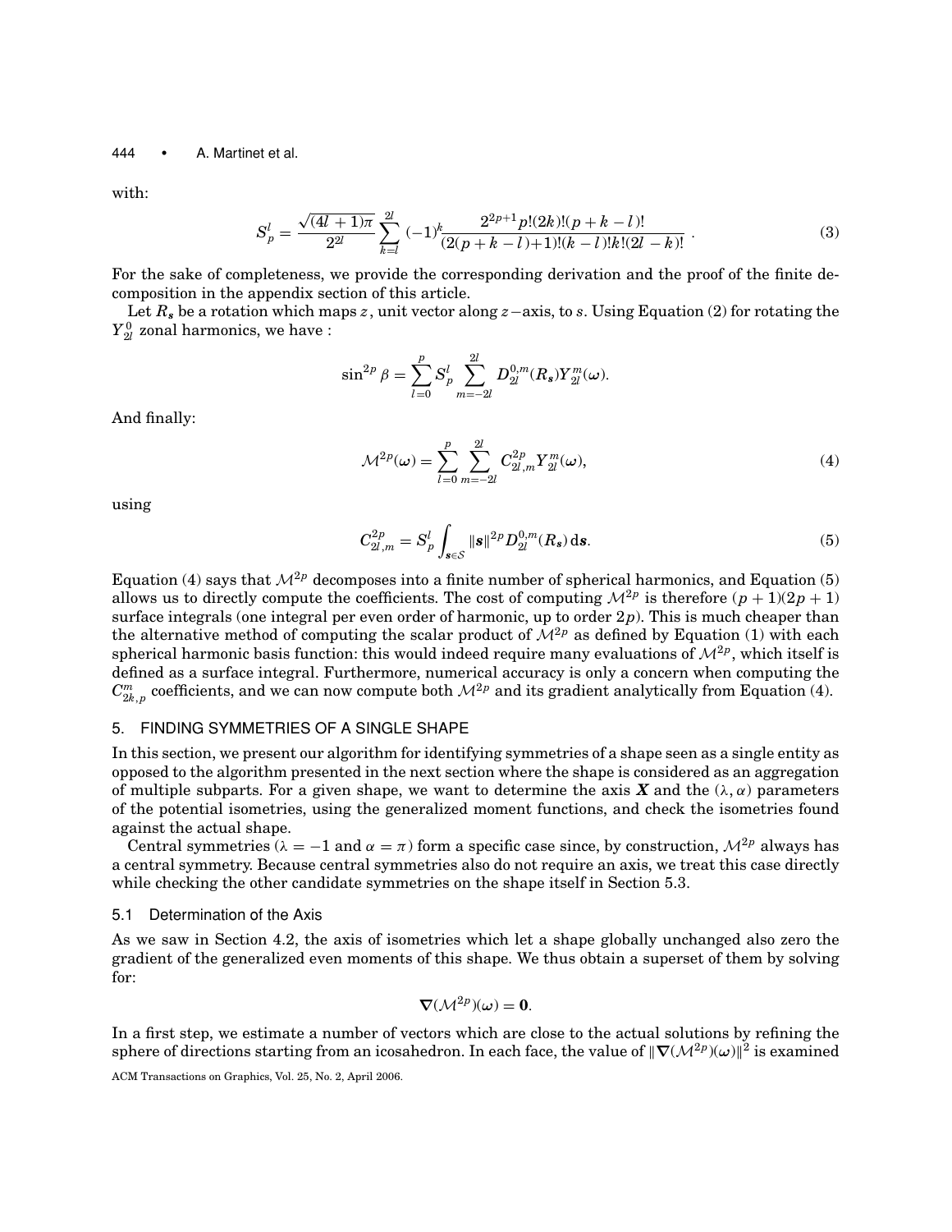with:

$$S_p^l = \frac{\sqrt{(4l+1)\pi}}{2^{2l}} \sum_{k=l}^{2l} (-1)^k \frac{2^{2p+1} p!(2k)!(p+k-l)!}{(2(p+k-l)+1)!(k-l)!k!(2l-k)!} \; . \tag{3}$$

For the sake of completeness, we provide the corresponding derivation and the proof of the finite decomposition in the appendix section of this article.

Let $R_s$ be a rotation which maps $z$, unit vector along $z$−axis, to $s$. Using Equation (2) for rotating the $Y_{2l}^0$ zonal harmonics, we have :

$$\sin^{2p} \beta = \sum_{l=0}^{p} S_p^l \sum_{m=-2l}^{2l} D_{2l}^{0,m}(R_s) Y_{2l}^m(\omega).$$

And finally:

$$\mathcal{M}^{2p}(\omega) = \sum_{l=0}^{p} \sum_{m=-2l}^{2l} C_{2l,m}^{2p} Y_{2l}^m(\omega), \tag{4}$$

using

$$C_{2l,m}^{2p} = S_p^l \int_{s \in \mathcal{S}} \|s\|^{2p} D_{2l}^{0,m}(R_s) \, \mathrm{d}s. \tag{5}$$

Equation (4) says that $\mathcal{M}^{2p}$ decomposes into a finite number of spherical harmonics, and Equation (5) allows us to directly compute the coefficients. The cost of computing $\mathcal{M}^{2p}$ is therefore $(p+1)(2p+1)$ surface integrals (one integral per even order of harmonic, up to order $2p$). This is much cheaper than the alternative method of computing the scalar product of $\mathcal{M}^{2p}$ as defined by Equation (1) with each spherical harmonic basis function: this would indeed require many evaluations of $\mathcal{M}^{2p}$, which itself is defined as a surface integral. Furthermore, numerical accuracy is only a concern when computing the $C_{2k,p}^m$ coefficients, and we can now compute both $\mathcal{M}^{2p}$ and its gradient analytically from Equation (4).

## 5. FINDING SYMMETRIES OF A SINGLE SHAPE

In this section, we present our algorithm for identifying symmetries of a shape seen as a single entity as opposed to the algorithm presented in the next section where the shape is considered as an aggregation of multiple subparts. For a given shape, we want to determine the axis $\boldsymbol{X}$ and the $(\lambda, \alpha)$ parameters of the potential isometries, using the generalized moment functions, and check the isometries found against the actual shape.

Central symmetries ($\lambda = -1$ and $\alpha = \pi$) form a specific case since, by construction, $\mathcal{M}^{2p}$ always has a central symmetry. Because central symmetries also do not require an axis, we treat this case directly while checking the other candidate symmetries on the shape itself in Section 5.3.

### 5.1 Determination of the Axis

As we saw in Section 4.2, the axis of isometries which let a shape globally unchanged also zero the gradient of the generalized even moments of this shape. We thus obtain a superset of them by solving for:

$$\nabla(\mathcal{M}^{2p})(\omega) = \mathbf{0}.$$

In a first step, we estimate a number of vectors which are close to the actual solutions by refining the sphere of directions starting from an icosahedron. In each face, the value of $\|\nabla(\mathcal{M}^{2p})(\omega)\|^2$ is examined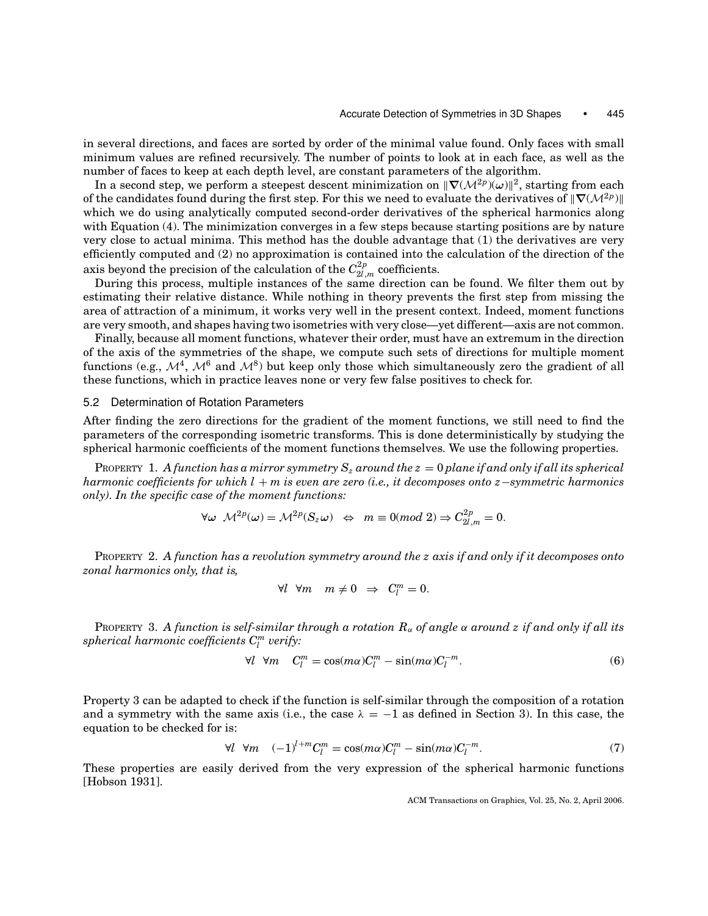in several directions, and faces are sorted by order of the minimal value found. Only faces with small minimum values are refined recursively. The number of points to look at in each face, as well as the number of faces to keep at each depth level, are constant parameters of the algorithm.

In a second step, we perform a steepest descent minimization on $\|\nabla(\mathcal{M}^{2p})(\omega)\|^2$, starting from each of the candidates found during the first step. For this we need to evaluate the derivatives of $\|\nabla(\mathcal{M}^{2p})\|$ which we do using analytically computed second-order derivatives of the spherical harmonics along with Equation (4). The minimization converges in a few steps because starting positions are by nature very close to actual minima. This method has the double advantage that (1) the derivatives are very efficiently computed and (2) no approximation is contained into the calculation of the direction of the axis beyond the precision of the calculation of the $C^{2p}_{2l,m}$ coefficients.

During this process, multiple instances of the same direction can be found. We filter them out by estimating their relative distance. While nothing in theory prevents the first step from missing the area of attraction of a minimum, it works very well in the present context. Indeed, moment functions are very smooth, and shapes having two isometries with very close—yet different—axis are not common.

Finally, because all moment functions, whatever their order, must have an extremum in the direction of the axis of the symmetries of the shape, we compute such sets of directions for multiple moment functions (e.g., $\mathcal{M}^4$, $\mathcal{M}^6$ and $\mathcal{M}^8$) but keep only those which simultaneously zero the gradient of all these functions, which in practice leaves none or very few false positives to check for.

### 5.2 Determination of Rotation Parameters

After finding the zero directions for the gradient of the moment functions, we still need to find the parameters of the corresponding isometric transforms. This is done deterministically by studying the spherical harmonic coefficients of the moment functions themselves. We use the following properties.

Property 1. *A function has a mirror symmetry $S_z$ around the $z = 0$ plane if and only if all its spherical harmonic coefficients for which $l + m$ is even are zero (i.e., it decomposes onto $z$−symmetric harmonics only). In the specific case of the moment functions:*

$$\forall \omega \;\; \mathcal{M}^{2p}(\omega) = \mathcal{M}^{2p}(S_z \omega) \;\; \Leftrightarrow \;\; m \equiv 0 (mod\ 2) \Rightarrow C^{2p}_{2l,m} = 0.$$

Property 2. *A function has a revolution symmetry around the $z$ axis if and only if it decomposes onto zonal harmonics only, that is,*

$$\forall l \;\; \forall m \quad m \neq 0 \;\; \Rightarrow \;\; C^m_l = 0.$$

Property 3. *A function is self-similar through a rotation $R_\alpha$ of angle $\alpha$ around $z$ if and only if all its spherical harmonic coefficients $C^m_l$ verify:*

$$\forall l \;\; \forall m \quad C^m_l = \cos(m\alpha) C^m_l - \sin(m\alpha) C^{-m}_l. \tag{6}$$

Property 3 can be adapted to check if the function is self-similar through the composition of a rotation and a symmetry with the same axis (i.e., the case $\lambda = -1$ as defined in Section 3). In this case, the equation to be checked for is:

$$\forall l \;\; \forall m \quad (-1)^{l+m} C^m_l = \cos(m\alpha) C^m_l - \sin(m\alpha) C^{-m}_l. \tag{7}$$

These properties are easily derived from the very expression of the spherical harmonic functions [Hobson 1931].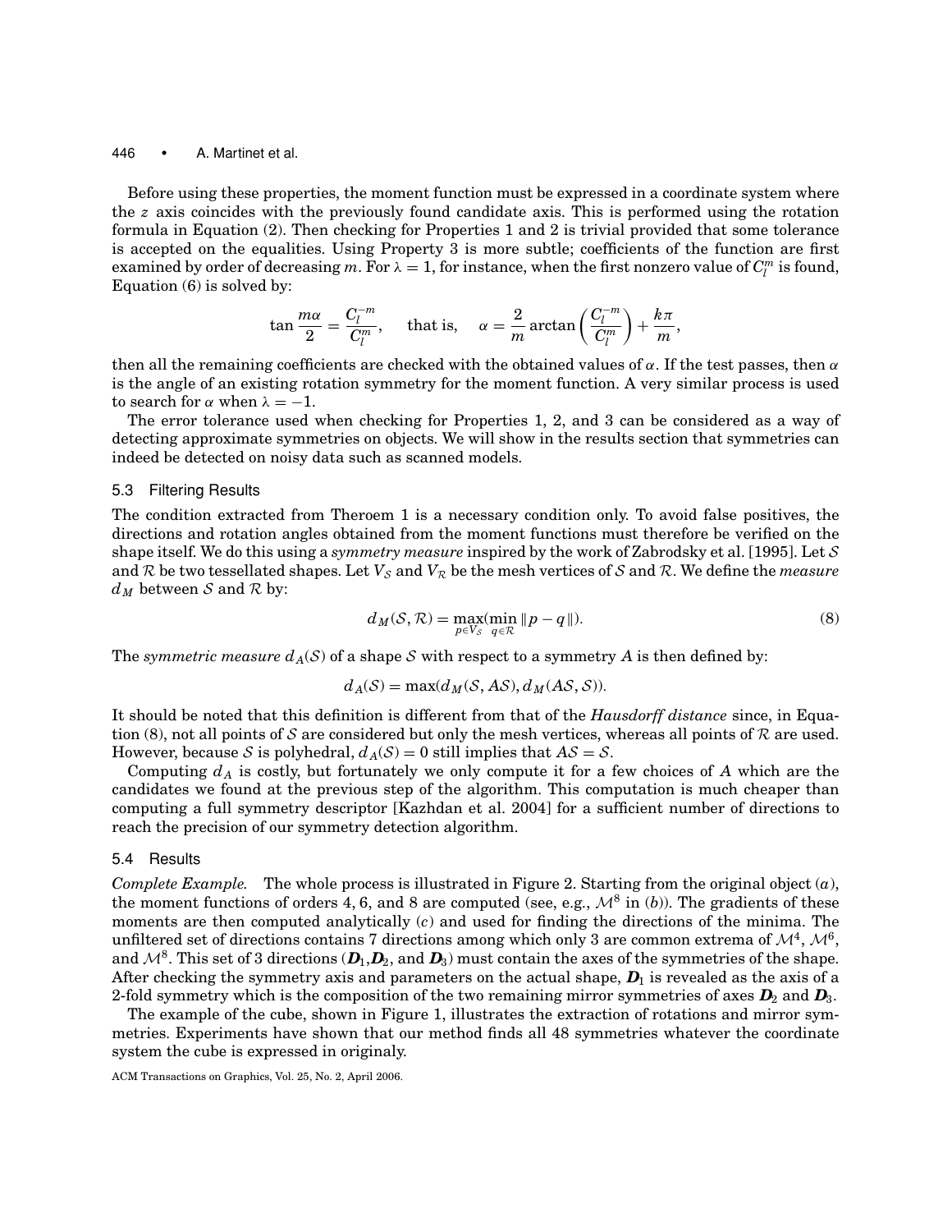Before using these properties, the moment function must be expressed in a coordinate system where the $z$ axis coincides with the previously found candidate axis. This is performed using the rotation formula in Equation (2). Then checking for Properties 1 and 2 is trivial provided that some tolerance is accepted on the equalities. Using Property 3 is more subtle; coefficients of the function are first examined by order of decreasing $m$. For $\lambda = 1$, for instance, when the first nonzero value of $C_l^m$ is found, Equation (6) is solved by:

$$\tan \frac{m\alpha}{2} = \frac{C_l^{-m}}{C_l^m}, \quad \text{that is,} \quad \alpha = \frac{2}{m} \arctan\left(\frac{C_l^{-m}}{C_l^m}\right) + \frac{k\pi}{m},$$

then all the remaining coefficients are checked with the obtained values of $\alpha$. If the test passes, then $\alpha$ is the angle of an existing rotation symmetry for the moment function. A very similar process is used to search for $\alpha$ when $\lambda = -1$.

The error tolerance used when checking for Properties 1, 2, and 3 can be considered as a way of detecting approximate symmetries on objects. We will show in the results section that symmetries can indeed be detected on noisy data such as scanned models.

### 5.3 Filtering Results

The condition extracted from Theroem 1 is a necessary condition only. To avoid false positives, the directions and rotation angles obtained from the moment functions must therefore be verified on the shape itself. We do this using a *symmetry measure* inspired by the work of Zabrodsky et al. [1995]. Let $\mathcal{S}$ and $\mathcal{R}$ be two tessellated shapes. Let $V_\mathcal{S}$ and $V_\mathcal{R}$ be the mesh vertices of $\mathcal{S}$ and $\mathcal{R}$. We define the *measure* $d_M$ between $\mathcal{S}$ and $\mathcal{R}$ by:

$$d_M(\mathcal{S}, \mathcal{R}) = \max_{p \in V_\mathcal{S}} (\min_{q \in \mathcal{R}} \|p - q\|). \tag{8}$$

The *symmetric measure* $d_A(\mathcal{S})$ of a shape $\mathcal{S}$ with respect to a symmetry $A$ is then defined by:

$$d_A(\mathcal{S}) = \max(d_M(\mathcal{S}, A\mathcal{S}), d_M(A\mathcal{S}, \mathcal{S})).$$

It should be noted that this definition is different from that of the *Hausdorff distance* since, in Equation (8), not all points of $\mathcal{S}$ are considered but only the mesh vertices, whereas all points of $\mathcal{R}$ are used. However, because $\mathcal{S}$ is polyhedral, $d_A(\mathcal{S}) = 0$ still implies that $A\mathcal{S} = \mathcal{S}$.

Computing $d_A$ is costly, but fortunately we only compute it for a few choices of $A$ which are the candidates we found at the previous step of the algorithm. This computation is much cheaper than computing a full symmetry descriptor [Kazhdan et al. 2004] for a sufficient number of directions to reach the precision of our symmetry detection algorithm.

### 5.4 Results

*Complete Example.* The whole process is illustrated in Figure 2. Starting from the original object $(a)$, the moment functions of orders 4, 6, and 8 are computed (see, e.g., $\mathcal{M}^8$ in $(b)$). The gradients of these moments are then computed analytically $(c)$ and used for finding the directions of the minima. The unfiltered set of directions contains 7 directions among which only 3 are common extrema of $\mathcal{M}^4$, $\mathcal{M}^6$, and $\mathcal{M}^8$. This set of 3 directions ($\boldsymbol{D}_1$, $\boldsymbol{D}_2$, and $\boldsymbol{D}_3$) must contain the axes of the symmetries of the shape. After checking the symmetry axis and parameters on the actual shape, $\boldsymbol{D}_1$ is revealed as the axis of a 2-fold symmetry which is the composition of the two remaining mirror symmetries of axes $\boldsymbol{D}_2$ and $\boldsymbol{D}_3$.

The example of the cube, shown in Figure 1, illustrates the extraction of rotations and mirror symmetries. Experiments have shown that our method finds all 48 symmetries whatever the coordinate system the cube is expressed in originaly.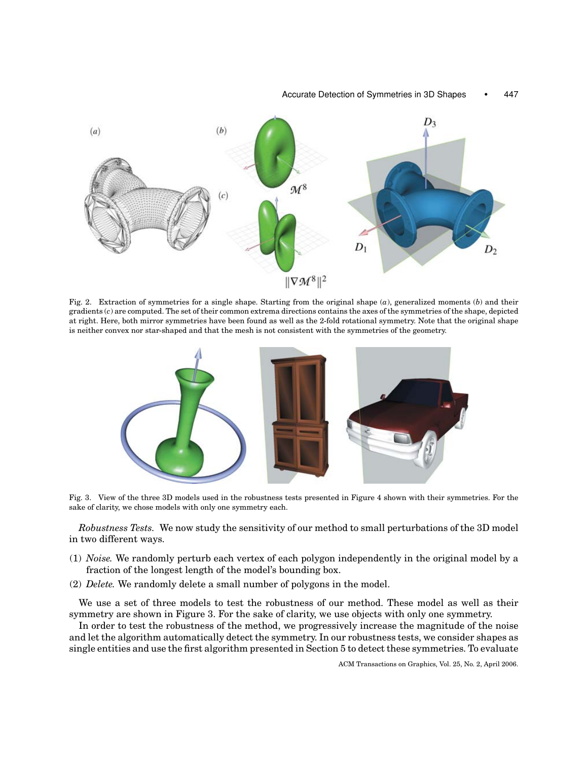Fig. 2. Extraction of symmetries for a single shape. Starting from the original shape ($a$), generalized moments ($b$) and their gradients ($c$) are computed. The set of their common extrema directions contains the axes of the symmetries of the shape, depicted at right. Here, both mirror symmetries have been found as well as the 2-fold rotational symmetry. Note that the original shape is neither convex nor star-shaped and that the mesh is not consistent with the symmetries of the geometry.

Fig. 3. View of the three 3D models used in the robustness tests presented in Figure 4 shown with their symmetries. For the sake of clarity, we chose models with only one symmetry each.

*Robustness Tests.* We now study the sensitivity of our method to small perturbations of the 3D model in two different ways.

(1) *Noise.* We randomly perturb each vertex of each polygon independently in the original model by a fraction of the longest length of the model's bounding box.
(2) *Delete.* We randomly delete a small number of polygons in the model.

We use a set of three models to test the robustness of our method. These model as well as their symmetry are shown in Figure 3. For the sake of clarity, we use objects with only one symmetry.

In order to test the robustness of the method, we progressively increase the magnitude of the noise and let the algorithm automatically detect the symmetry. In our robustness tests, we consider shapes as single entities and use the first algorithm presented in Section 5 to detect these symmetries. To evaluate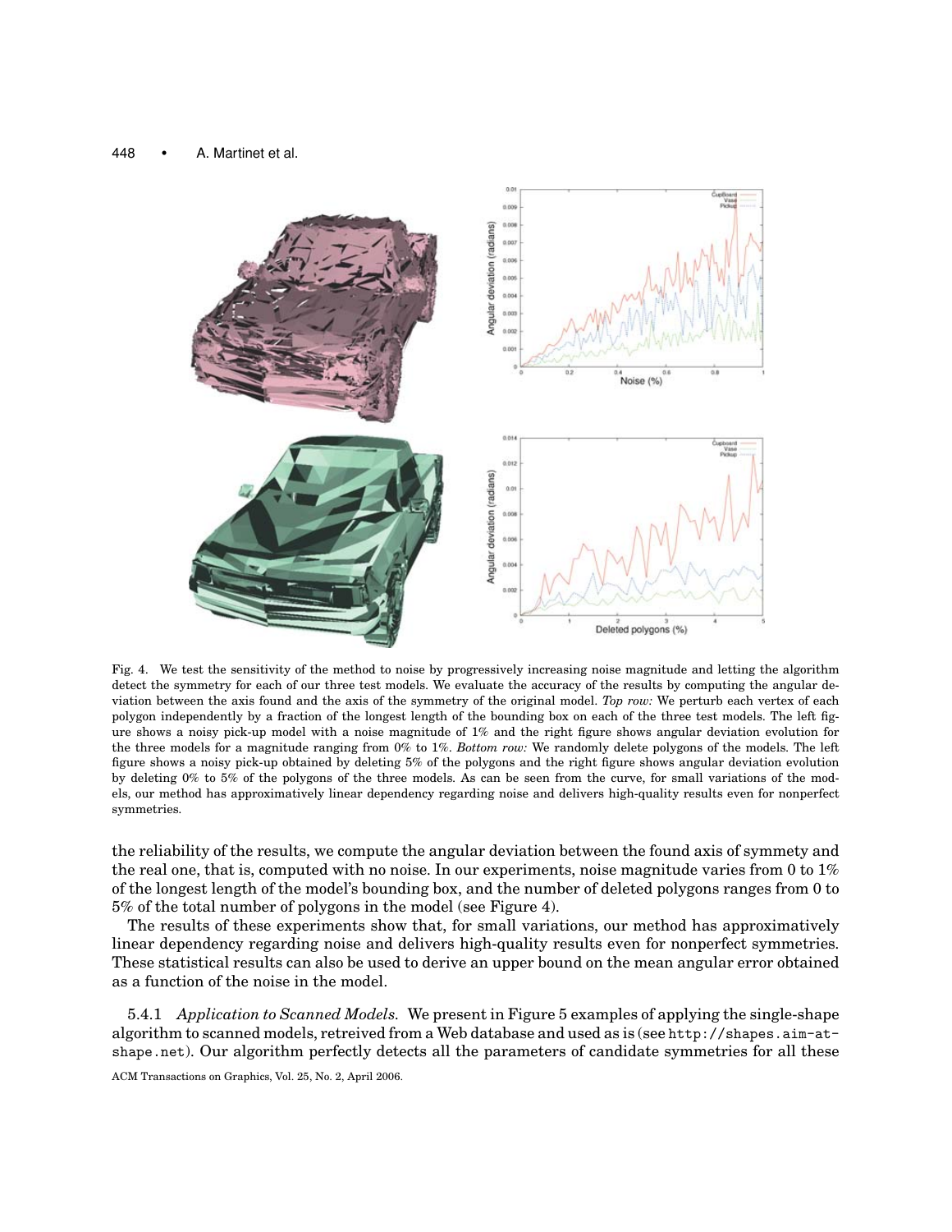Fig. 4. We test the sensitivity of the method to noise by progressively increasing noise magnitude and letting the algorithm detect the symmetry for each of our three test models. We evaluate the accuracy of the results by computing the angular deviation between the axis found and the axis of the symmetry of the original model. *Top row:* We perturb each vertex of each polygon independently by a fraction of the longest length of the bounding box on each of the three test models. The left figure shows a noisy pick-up model with a noise magnitude of 1% and the right figure shows angular deviation evolution for the three models for a magnitude ranging from 0% to 1%. *Bottom row:* We randomly delete polygons of the models. The left figure shows a noisy pick-up obtained by deleting 5% of the polygons and the right figure shows angular deviation evolution by deleting 0% to 5% of the polygons of the three models. As can be seen from the curve, for small variations of the models, our method has approximatively linear dependency regarding noise and delivers high-quality results even for nonperfect symmetries.

the reliability of the results, we compute the angular deviation between the found axis of symmety and the real one, that is, computed with no noise. In our experiments, noise magnitude varies from 0 to 1% of the longest length of the model's bounding box, and the number of deleted polygons ranges from 0 to 5% of the total number of polygons in the model (see Figure 4).

The results of these experiments show that, for small variations, our method has approximately linear dependency regarding noise and delivers high-quality results even for nonperfect symmetries. These statistical results can also be used to derive an upper bound on the mean angular error obtained as a function of the noise in the model.

5.4.1 *Application to Scanned Models.* We present in Figure 5 examples of applying the single-shape algorithm to scanned models, retreived from a Web database and used as is (see `http://shapes.aim-at-shape.net`). Our algorithm perfectly detects all the parameters of candidate symmetries for all these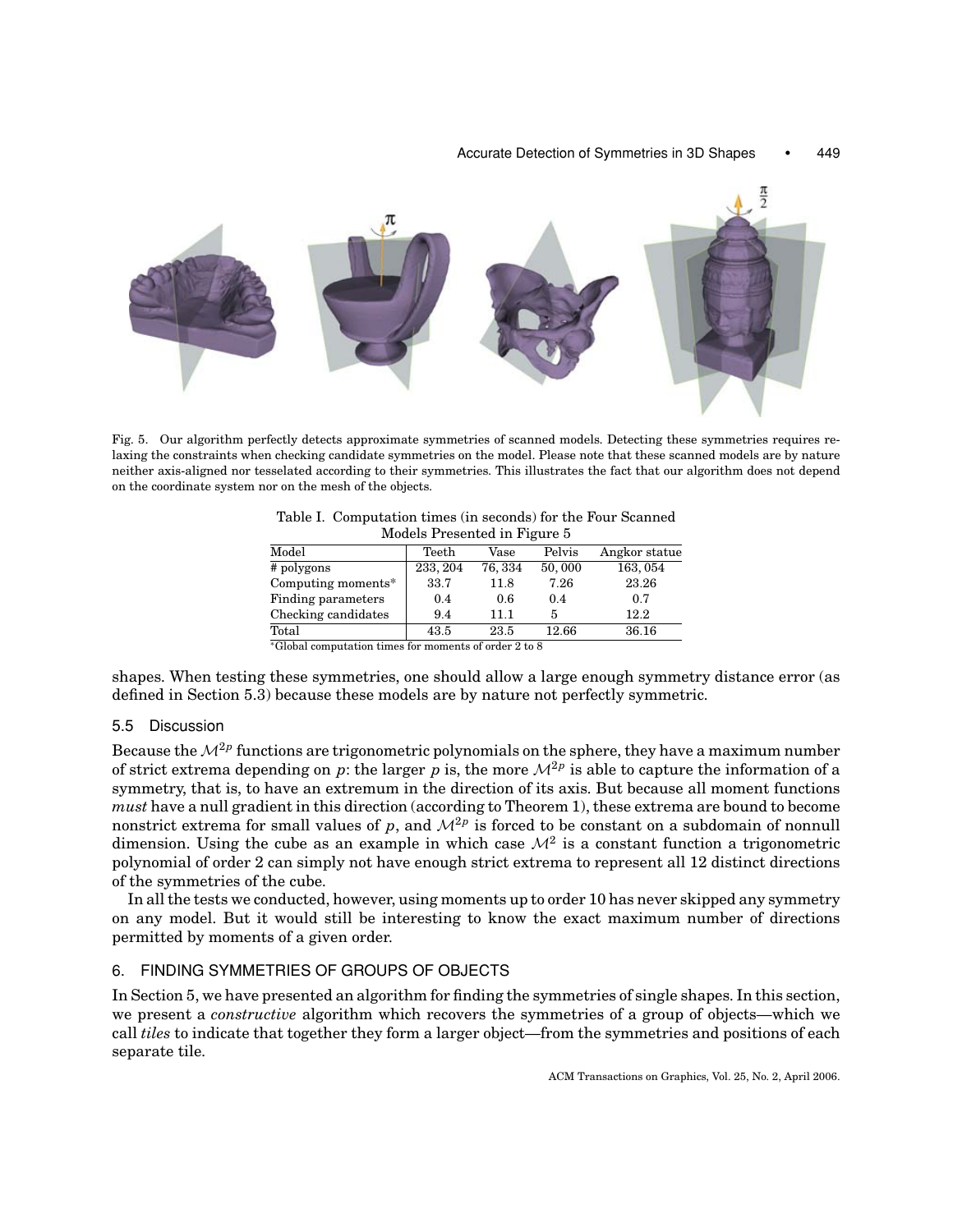Fig. 5. Our algorithm perfectly detects approximate symmetries of scanned models. Detecting these symmetries requires relaxing the constraints when checking candidate symmetries on the model. Please note that these scanned models are by nature neither axis-aligned nor tesselated according to their symmetries. This illustrates the fact that our algorithm does not depend on the coordinate system nor on the mesh of the objects.

Table I. Computation times (in seconds) for the Four Scanned Models Presented in Figure 5

| Model | Teeth | Vase | Pelvis | Angkor statue |
|---|---|---|---|---|
| # polygons | 233, 204 | 76, 334 | 50, 000 | 163, 054 |
| Computing moments* | 33.7 | 11.8 | 7.26 | 23.26 |
| Finding parameters | 0.4 | 0.6 | 0.4 | 0.7 |
| Checking candidates | 9.4 | 11.1 | 5 | 12.2 |
| Total | 43.5 | 23.5 | 12.66 | 36.16 |

*Global computation times for moments of order 2 to 8

shapes. When testing these symmetries, one should allow a large enough symmetry distance error (as defined in Section 5.3) because these models are by nature not perfectly symmetric.

### 5.5 Discussion

Because the $\mathcal{M}^{2p}$ functions are trigonometric polynomials on the sphere, they have a maximum number of strict extrema depending on $p$: the larger $p$ is, the more $\mathcal{M}^{2p}$ is able to capture the information of a symmetry, that is, to have an extremum in the direction of its axis. But because all moment functions *must* have a null gradient in this direction (according to Theorem 1), these extrema are bound to become nonstrict extrema for small values of $p$, and $\mathcal{M}^{2p}$ is forced to be constant on a subdomain of nonnull dimension. Using the cube as an example in which case $\mathcal{M}^2$ is a constant function a trigonometric polynomial of order 2 can simply not have enough strict extrema to represent all 12 distinct directions of the symmetries of the cube.

In all the tests we conducted, however, using moments up to order 10 has never skipped any symmetry on any model. But it would still be interesting to know the exact maximum number of directions permitted by moments of a given order.

## 6. FINDING SYMMETRIES OF GROUPS OF OBJECTS

In Section 5, we have presented an algorithm for finding the symmetries of single shapes. In this section, we present a *constructive* algorithm which recovers the symmetries of a group of objects—which we call *tiles* to indicate that together they form a larger object—from the symmetries and positions of each separate tile.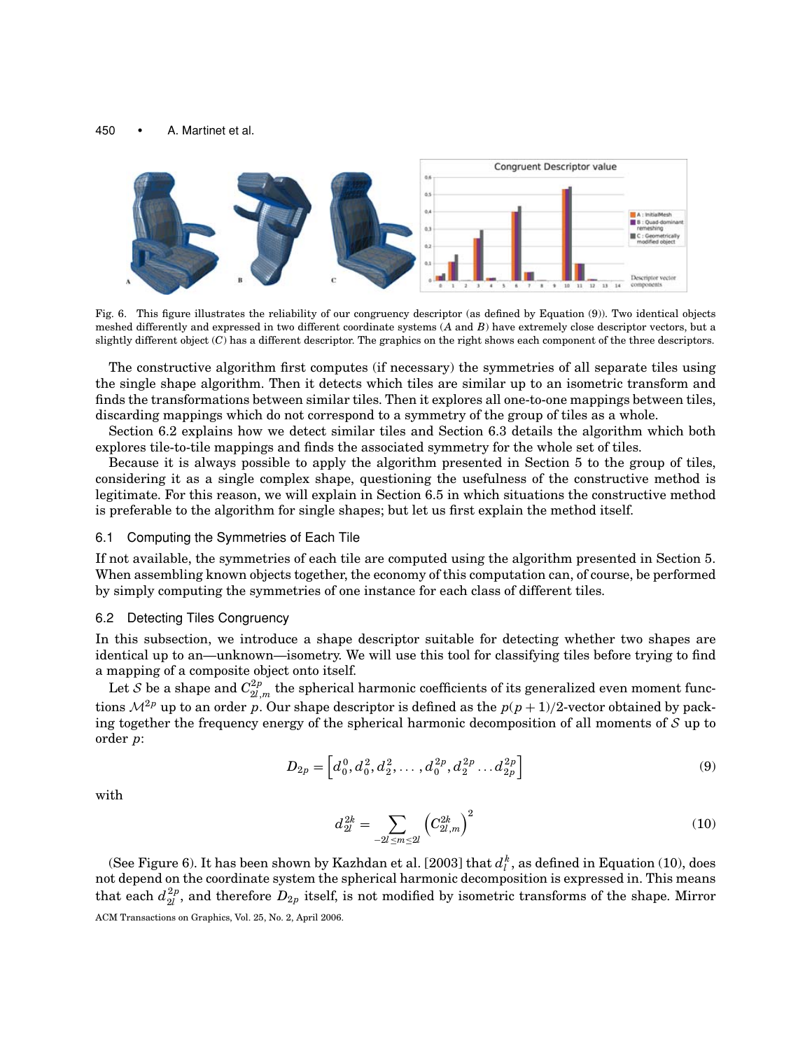Fig. 6. This figure illustrates the reliability of our congruency descriptor (as defined by Equation (9)). Two identical objects meshed differently and expressed in two different coordinate systems ($A$ and $B$) have extremely close descriptor vectors, but a slightly different object ($C$) has a different descriptor. The graphics on the right shows each component of the three descriptors.

The constructive algorithm first computes (if necessary) the symmetries of all separate tiles using the single shape algorithm. Then it detects which tiles are similar up to an isometric transform and finds the transformations between similar tiles. Then it explores all one-to-one mappings between tiles, discarding mappings which do not correspond to a symmetry of the group of tiles as a whole.

Section 6.2 explains how we detect similar tiles and Section 6.3 details the algorithm which both explores tile-to-tile mappings and finds the associated symmetry for the whole set of tiles.

Because it is always possible to apply the algorithm presented in Section 5 to the group of tiles, considering it as a single complex shape, questioning the usefulness of the constructive method is legitimate. For this reason, we will explain in Section 6.5 in which situations the constructive method is preferable to the algorithm for single shapes; but let us first explain the method itself.

### 6.1 Computing the Symmetries of Each Tile

If not available, the symmetries of each tile are computed using the algorithm presented in Section 5. When assembling known objects together, the economy of this computation can, of course, be performed by simply computing the symmetries of one instance for each class of different tiles.

### 6.2 Detecting Tiles Congruency

In this subsection, we introduce a shape descriptor suitable for detecting whether two shapes are identical up to an—unknown—isometry. We will use this tool for classifying tiles before trying to find a mapping of a composite object onto itself.

Let $\mathcal{S}$ be a shape and $C^{2p}_{2l,m}$ the spherical harmonic coefficients of its generalized even moment functions $\mathcal{M}^{2p}$ up to an order $p$. Our shape descriptor is defined as the $p(p+1)/2$-vector obtained by packing together the frequency energy of the spherical harmonic decomposition of all moments of $\mathcal{S}$ up to order $p$:

$$D_{2p} = \left[ d^0_0, d^2_0, d^2_2, \ldots, d^{2p}_0, d^{2p}_2 \ldots d^{2p}_{2p} \right] \tag{9}$$

with

$$d^{2k}_{2l} = \sum_{-2l \leq m \leq 2l} \left( C^{2k}_{2l,m} \right)^2 \tag{10}$$

(See Figure 6). It has been shown by Kazhdan et al. [2003] that $d^k_l$, as defined in Equation (10), does not depend on the coordinate system the spherical harmonic decomposition is expressed in. This means that each $d^{2p}_{2l}$, and therefore $D_{2p}$ itself, is not modified by isometric transforms of the shape. Mirror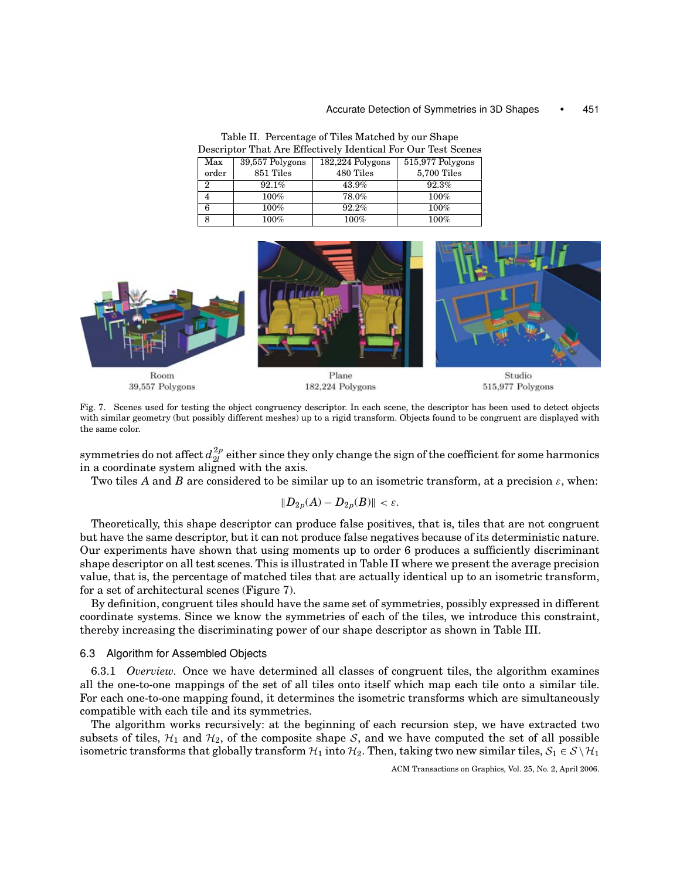Table II. Percentage of Tiles Matched by our Shape Descriptor That Are Effectively Identical For Our Test Scenes

| Max order | 39,557 Polygons 851 Tiles | 182,224 Polygons 480 Tiles | 515,977 Polygons 5,700 Tiles |
|---|---|---|---|
| 2 | 92.1% | 43.9% | 92.3% |
| 4 | 100% | 78.0% | 100% |
| 6 | 100% | 92.2% | 100% |
| 8 | 100% | 100% | 100% |

Room
39,557 Polygons

Plane
182,224 Polygons

Studio
515,977 Polygons

Fig. 7. Scenes used for testing the object congruency descriptor. In each scene, the descriptor has been used to detect objects with similar geometry (but possibly different meshes) up to a rigid transform. Objects found to be congruent are displayed with the same color.

symmetries do not affect $d_{2l}^{2p}$ either since they only change the sign of the coefficient for some harmonics in a coordinate system aligned with the axis.

Two tiles $A$ and $B$ are considered to be similar up to an isometric transform, at a precision $\varepsilon$, when:

$$\|D_{2p}(A) - D_{2p}(B)\| < \varepsilon.$$

Theoretically, this shape descriptor can produce false positives, that is, tiles that are not congruent but have the same descriptor, but it can not produce false negatives because of its deterministic nature. Our experiments have shown that using moments up to order 6 produces a sufficiently discriminant shape descriptor on all test scenes. This is illustrated in Table II where we present the average precision value, that is, the percentage of matched tiles that are actually identical up to an isometric transform, for a set of architectural scenes (Figure 7).

By definition, congruent tiles should have the same set of symmetries, possibly expressed in different coordinate systems. Since we know the symmetries of each of the tiles, we introduce this constraint, thereby increasing the discriminating power of our shape descriptor as shown in Table III.

### 6.3 Algorithm for Assembled Objects

6.3.1 *Overview*. Once we have determined all classes of congruent tiles, the algorithm examines all the one-to-one mappings of the set of all tiles onto itself which map each tile onto a similar tile. For each one-to-one mapping found, it determines the isometric transforms which are simultaneously compatible with each tile and its symmetries.

The algorithm works recursively: at the beginning of each recursion step, we have extracted two subsets of tiles, $\mathcal{H}_1$ and $\mathcal{H}_2$, of the composite shape $\mathcal{S}$, and we have computed the set of all possible isometric transforms that globally transform $\mathcal{H}_1$ into $\mathcal{H}_2$. Then, taking two new similar tiles, $\mathcal{S}_1 \in \mathcal{S} \setminus \mathcal{H}_1$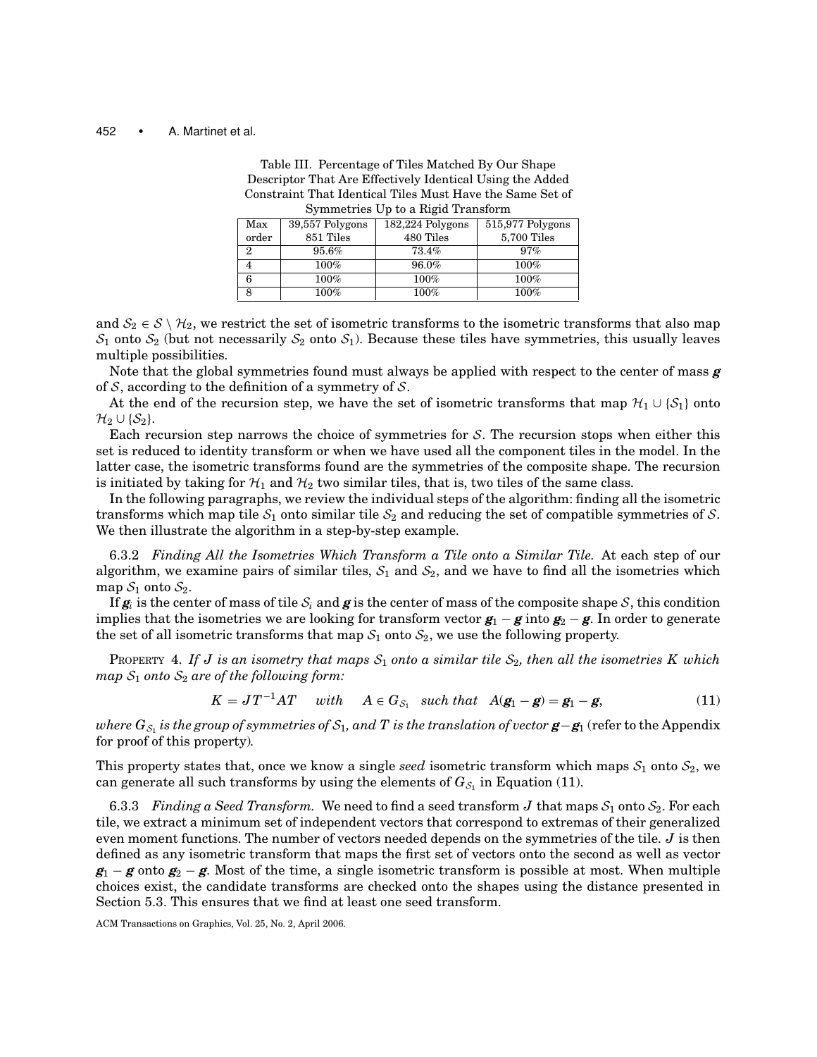Table III. Percentage of Tiles Matched By Our Shape Descriptor That Are Effectively Identical Using the Added Constraint That Identical Tiles Must Have the Same Set of Symmetries Up to a Rigid Transform

| Max order | 39,557 Polygons 851 Tiles | 182,224 Polygons 480 Tiles | 515,977 Polygons 5,700 Tiles |
|---|---|---|---|
| 2 | 95.6% | 73.4% | 97% |
| 4 | 100% | 96.0% | 100% |
| 6 | 100% | 100% | 100% |
| 8 | 100% | 100% | 100% |

and $\mathcal{S}_2 \in \mathcal{S} \setminus \mathcal{H}_2$, we restrict the set of isometric transforms to the isometric transforms that also map $\mathcal{S}_1$ onto $\mathcal{S}_2$ (but not necessarily $\mathcal{S}_2$ onto $\mathcal{S}_1$). Because these tiles have symmetries, this usually leaves multiple possibilities.

Note that the global symmetries found must always be applied with respect to the center of mass $\boldsymbol{g}$ of $\mathcal{S}$, according to the definition of a symmetry of $\mathcal{S}$.

At the end of the recursion step, we have the set of isometric transforms that map $\mathcal{H}_1 \cup \{\mathcal{S}_1\}$ onto $\mathcal{H}_2 \cup \{\mathcal{S}_2\}$.

Each recursion step narrows the choice of symmetries for $\mathcal{S}$. The recursion stops when either this set is reduced to identity transform or when we have used all the component tiles in the model. In the latter case, the isometric transforms found are the symmetries of the composite shape. The recursion is initiated by taking for $\mathcal{H}_1$ and $\mathcal{H}_2$ two similar tiles, that is, two tiles of the same class.

In the following paragraphs, we review the individual steps of the algorithm: finding all the isometric transforms which map tile $\mathcal{S}_1$ onto similar tile $\mathcal{S}_2$ and reducing the set of compatible symmetries of $\mathcal{S}$. We then illustrate the algorithm in a step-by-step example.

6.3.2 *Finding All the Isometries Which Transform a Tile onto a Similar Tile.* At each step of our algorithm, we examine pairs of similar tiles, $\mathcal{S}_1$ and $\mathcal{S}_2$, and we have to find all the isometries which map $\mathcal{S}_1$ onto $\mathcal{S}_2$.

If $\boldsymbol{g}_i$ is the center of mass of tile $\mathcal{S}_i$ and $\boldsymbol{g}$ is the center of mass of the composite shape $\mathcal{S}$, this condition implies that the isometries we are looking for transform vector $\boldsymbol{g}_1 - \boldsymbol{g}$ into $\boldsymbol{g}_2 - \boldsymbol{g}$. In order to generate the set of all isometric transforms that map $\mathcal{S}_1$ onto $\mathcal{S}_2$, we use the following property.

PROPERTY 4. *If $J$ is an isometry that maps $\mathcal{S}_1$ onto a similar tile $\mathcal{S}_2$, then all the isometries $K$ which map $\mathcal{S}_1$ onto $\mathcal{S}_2$ are of the following form:*

$$K = JT^{-1}AT \quad \textit{with} \quad A \in G_{\mathcal{S}_1} \quad \textit{such that} \quad A(\boldsymbol{g}_1 - \boldsymbol{g}) = \boldsymbol{g}_1 - \boldsymbol{g}, \tag{11}$$

*where $G_{\mathcal{S}_1}$ is the group of symmetries of $\mathcal{S}_1$, and $T$ is the translation of vector $\boldsymbol{g} - \boldsymbol{g}_1$* (refer to the Appendix for proof of this property)*.*

This property states that, once we know a single *seed* isometric transform which maps $\mathcal{S}_1$ onto $\mathcal{S}_2$, we can generate all such transforms by using the elements of $G_{\mathcal{S}_1}$ in Equation (11).

6.3.3 *Finding a Seed Transform.* We need to find a seed transform $J$ that maps $\mathcal{S}_1$ onto $\mathcal{S}_2$. For each tile, we extract a minimum set of independent vectors that correspond to extremas of their generalized even moment functions. The number of vectors needed depends on the symmetries of the tile. $J$ is then defined as any isometric transform that maps the first set of vectors onto the second as well as vector $\boldsymbol{g}_1 - \boldsymbol{g}$ onto $\boldsymbol{g}_2 - \boldsymbol{g}$. Most of the time, a single isometric transform is possible at most. When multiple choices exist, the candidate transforms are checked onto the shapes using the distance presented in Section 5.3. This ensures that we find at least one seed transform.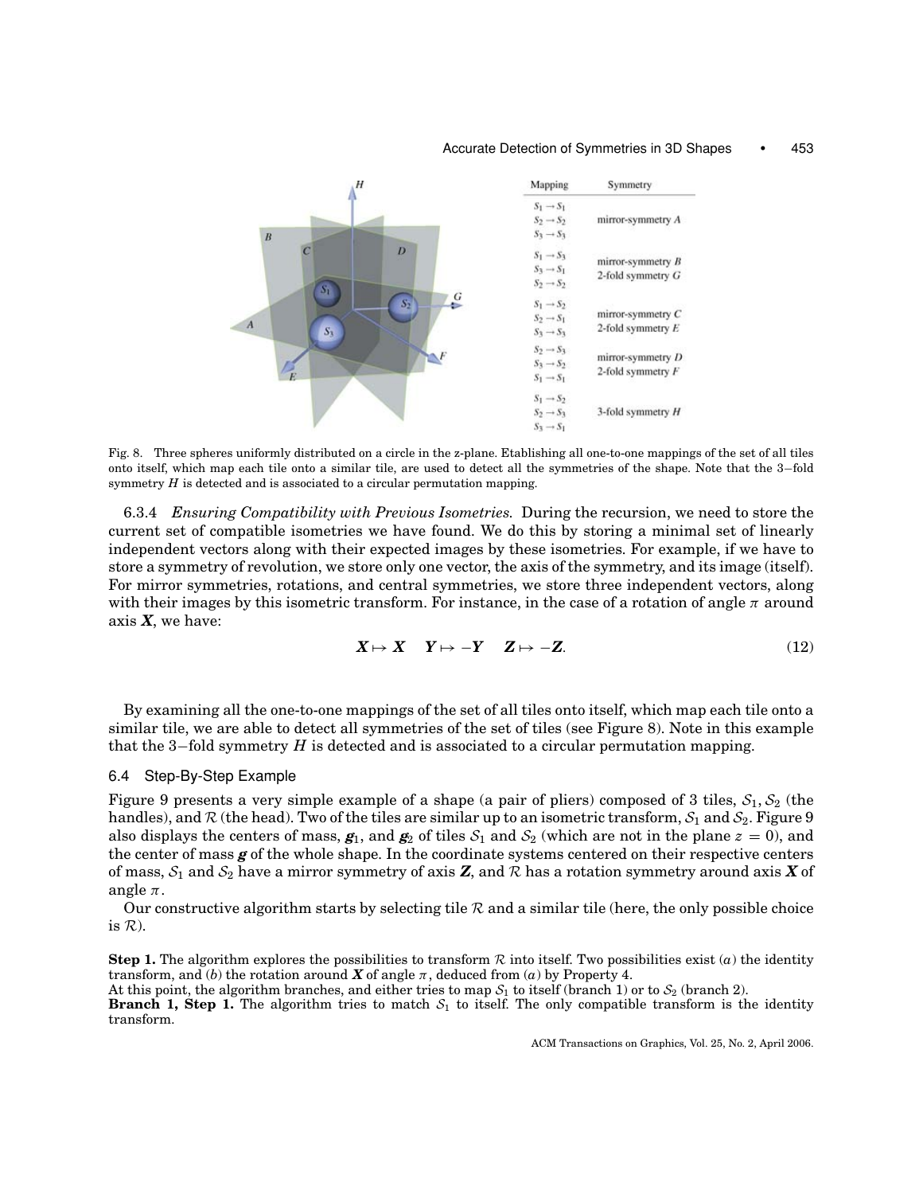| Mapping | Symmetry |
| --- | --- |
| $S_1 \to S_1$, $S_2 \to S_2$, $S_3 \to S_3$ | mirror-symmetry $A$ |
| $S_1 \to S_3$, $S_3 \to S_1$, $S_2 \to S_2$ | mirror-symmetry $B$, 2-fold symmetry $G$ |
| $S_1 \to S_2$, $S_2 \to S_1$, $S_3 \to S_3$ | mirror-symmetry $C$, 2-fold symmetry $E$ |
| $S_2 \to S_3$, $S_3 \to S_2$, $S_1 \to S_1$ | mirror-symmetry $D$, 2-fold symmetry $F$ |
| $S_1 \to S_2$, $S_2 \to S_3$, $S_3 \to S_1$ | 3-fold symmetry $H$ |

Fig. 8. Three spheres uniformly distributed on a circle in the z-plane. Etablishing all one-to-one mappings of the set of all tiles onto itself, which map each tile onto a similar tile, are used to detect all the symmetries of the shape. Note that the 3−fold symmetry $H$ is detected and is associated to a circular permutation mapping.

#### 6.3.4 *Ensuring Compatibility with Previous Isometries.*

During the recursion, we need to store the current set of compatible isometries we have found. We do this by storing a minimal set of linearly independent vectors along with their expected images by these isometries. For example, if we have to store a symmetry of revolution, we store only one vector, the axis of the symmetry, and its image (itself). For mirror symmetries, rotations, and central symmetries, we store three independent vectors, along with their images by this isometric transform. For instance, in the case of a rotation of angle $\pi$ around axis $\boldsymbol{X}$, we have:

$$\boldsymbol{X} \mapsto \boldsymbol{X} \quad \boldsymbol{Y} \mapsto -\boldsymbol{Y} \quad \boldsymbol{Z} \mapsto -\boldsymbol{Z}. \tag{12}$$

By examining all the one-to-one mappings of the set of all tiles onto itself, which map each tile onto a similar tile, we are able to detect all symmetries of the set of tiles (see Figure 8). Note in this example that the 3−fold symmetry $H$ is detected and is associated to a circular permutation mapping.

### 6.4 Step-By-Step Example

Figure 9 presents a very simple example of a shape (a pair of pliers) composed of 3 tiles, $\mathcal{S}_1, \mathcal{S}_2$ (the handles), and $\mathcal{R}$ (the head). Two of the tiles are similar up to an isometric transform, $\mathcal{S}_1$ and $\mathcal{S}_2$. Figure 9 also displays the centers of mass, $\boldsymbol{g}_1$, and $\boldsymbol{g}_2$ of tiles $\mathcal{S}_1$ and $\mathcal{S}_2$ (which are not in the plane $z = 0$), and the center of mass $\boldsymbol{g}$ of the whole shape. In the coordinate systems centered on their respective centers of mass, $\mathcal{S}_1$ and $\mathcal{S}_2$ have a mirror symmetry of axis $\boldsymbol{Z}$, and $\mathcal{R}$ has a rotation symmetry around axis $\boldsymbol{X}$ of angle $\pi$.

Our constructive algorithm starts by selecting tile $\mathcal{R}$ and a similar tile (here, the only possible choice is $\mathcal{R}$).

**Step 1.** The algorithm explores the possibilities to transform $\mathcal{R}$ into itself. Two possibilities exist ($a$) the identity transform, and ($b$) the rotation around $\boldsymbol{X}$ of angle $\pi$, deduced from ($a$) by Property 4.
At this point, the algorithm branches, and either tries to map $\mathcal{S}_1$ to itself (branch 1) or to $\mathcal{S}_2$ (branch 2).
**Branch 1, Step 1.** The algorithm tries to match $\mathcal{S}_1$ to itself. The only compatible transform is the identity transform.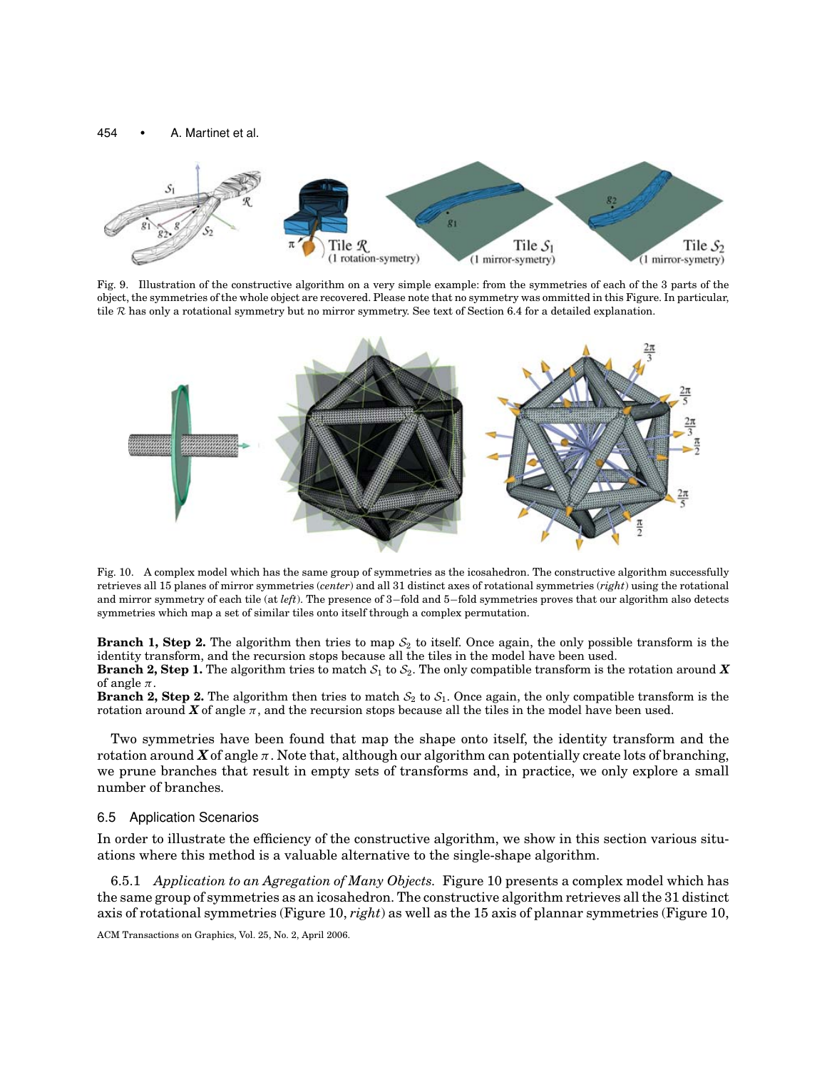Fig. 9. Illustration of the constructive algorithm on a very simple example: from the symmetries of each of the 3 parts of the object, the symmetries of the whole object are recovered. Please note that no symmetry was ommitted in this Figure. In particular, tile $\mathcal{R}$ has only a rotational symmetry but no mirror symmetry. See text of Section 6.4 for a detailed explanation.

Fig. 10. A complex model which has the same group of symmetries as the icosahedron. The constructive algorithm successfully retrieves all 15 planes of mirror symmetries (*center*) and all 31 distinct axes of rotational symmetries (*right*) using the rotational and mirror symmetry of each tile (at *left*). The presence of 3−fold and 5−fold symmetries proves that our algorithm also detects symmetries which map a set of similar tiles onto itself through a complex permutation.

**Branch 1, Step 2.** The algorithm then tries to map $\mathcal{S}_2$ to itself. Once again, the only possible transform is the identity transform, and the recursion stops because all the tiles in the model have been used.
**Branch 2, Step 1.** The algorithm tries to match $\mathcal{S}_1$ to $\mathcal{S}_2$. The only compatible transform is the rotation around $\boldsymbol{X}$ of angle $\pi$.
**Branch 2, Step 2.** The algorithm then tries to match $\mathcal{S}_2$ to $\mathcal{S}_1$. Once again, the only compatible transform is the rotation around $\boldsymbol{X}$ of angle $\pi$, and the recursion stops because all the tiles in the model have been used.

Two symmetries have been found that map the shape onto itself, the identity transform and the rotation around $\boldsymbol{X}$ of angle $\pi$. Note that, although our algorithm can potentially create lots of branching, we prune branches that result in empty sets of transforms and, in practice, we only explore a small number of branches.

### 6.5 Application Scenarios

In order to illustrate the efficiency of the constructive algorithm, we show in this section various situations where this method is a valuable alternative to the single-shape algorithm.

6.5.1 *Application to an Agregation of Many Objects.* Figure 10 presents a complex model which has the same group of symmetries as an icosahedron. The constructive algorithm retrieves all the 31 distinct axis of rotational symmetries (Figure 10, *right*) as well as the 15 axis of plannar symmetries (Figure 10,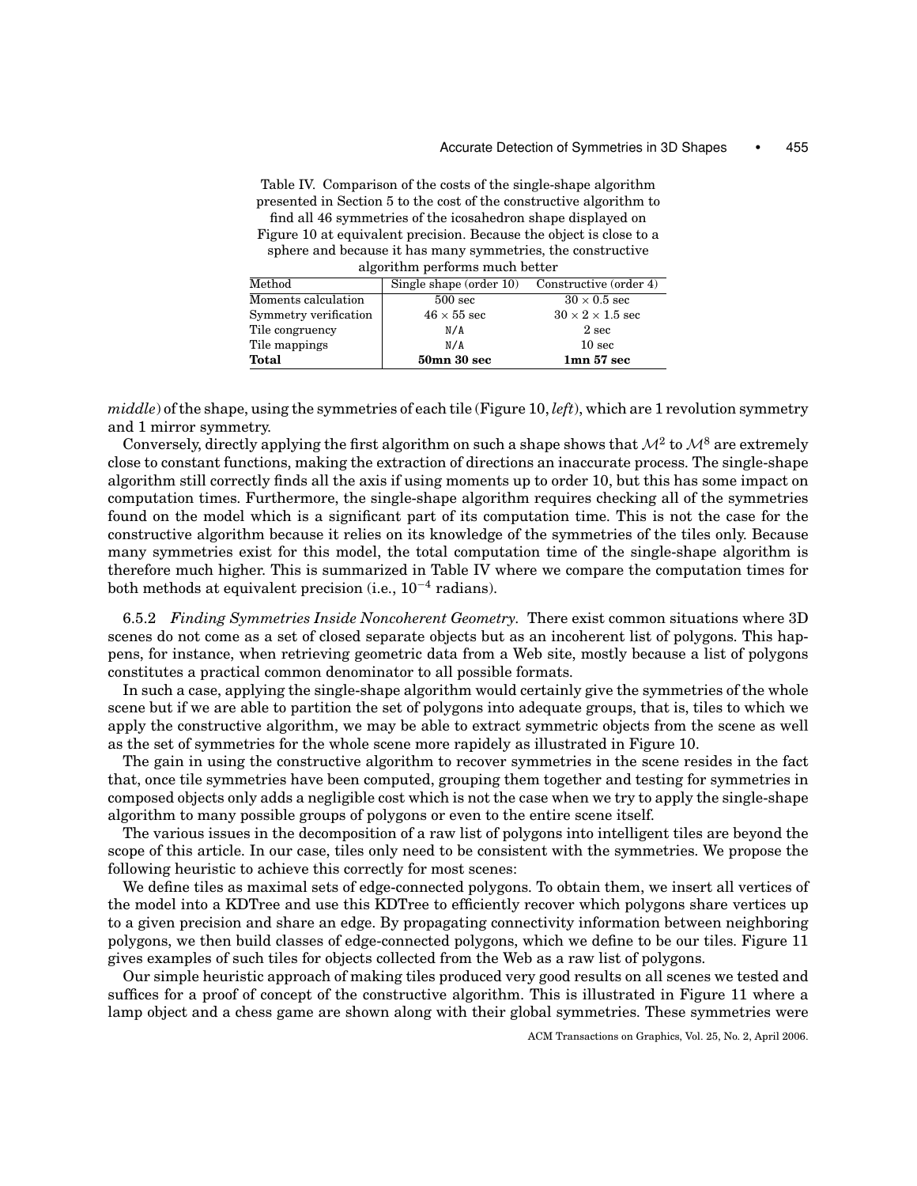Table IV. Comparison of the costs of the single-shape algorithm presented in Section 5 to the cost of the constructive algorithm to find all 46 symmetries of the icosahedron shape displayed on Figure 10 at equivalent precision. Because the object is close to a sphere and because it has many symmetries, the constructive algorithm performs much better

| Method | Single shape (order 10) | Constructive (order 4) |
|---|---|---|
| Moments calculation | 500 sec | $30 \times 0.5$ sec |
| Symmetry verification | $46 \times 55$ sec | $30 \times 2 \times 1.5$ sec |
| Tile congruency | N/A | 2 sec |
| Tile mappings | N/A | 10 sec |
| **Total** | **50mn 30 sec** | **1mn 57 sec** |

*middle*) of the shape, using the symmetries of each tile (Figure 10, *left*), which are 1 revolution symmetry and 1 mirror symmetry.

Conversely, directly applying the first algorithm on such a shape shows that $\mathcal{M}^2$ to $\mathcal{M}^8$ are extremely close to constant functions, making the extraction of directions an inaccurate process. The single-shape algorithm still correctly finds all the axis if using moments up to order 10, but this has some impact on computation times. Furthermore, the single-shape algorithm requires checking all of the symmetries found on the model which is a significant part of its computation time. This is not the case for the constructive algorithm because it relies on its knowledge of the symmetries of the tiles only. Because many symmetries exist for this model, the total computation time of the single-shape algorithm is therefore much higher. This is summarized in Table IV where we compare the computation times for both methods at equivalent precision (i.e., $10^{-4}$ radians).

6.5.2 *Finding Symmetries Inside Noncoherent Geometry.* There exist common situations where 3D scenes do not come as a set of closed separate objects but as an incoherent list of polygons. This happens, for instance, when retrieving geometric data from a Web site, mostly because a list of polygons constitutes a practical common denominator to all possible formats.

In such a case, applying the single-shape algorithm would certainly give the symmetries of the whole scene but if we are able to partition the set of polygons into adequate groups, that is, tiles to which we apply the constructive algorithm, we may be able to extract symmetric objects from the scene as well as the set of symmetries for the whole scene more rapidely as illustrated in Figure 10.

The gain in using the constructive algorithm to recover symmetries in the scene resides in the fact that, once tile symmetries have been computed, grouping them together and testing for symmetries in composed objects only adds a negligible cost which is not the case when we try to apply the single-shape algorithm to many possible groups of polygons or even to the entire scene itself.

The various issues in the decomposition of a raw list of polygons into intelligent tiles are beyond the scope of this article. In our case, tiles only need to be consistent with the symmetries. We propose the following heuristic to achieve this correctly for most scenes:

We define tiles as maximal sets of edge-connected polygons. To obtain them, we insert all vertices of the model into a KDTree and use this KDTree to efficiently recover which polygons share vertices up to a given precision and share an edge. By propagating connectivity information between neighboring polygons, we then build classes of edge-connected polygons, which we define to be our tiles. Figure 11 gives examples of such tiles for objects collected from the Web as a raw list of polygons.

Our simple heuristic approach of making tiles produced very good results on all scenes we tested and suffices for a proof of concept of the constructive algorithm. This is illustrated in Figure 11 where a lamp object and a chess game are shown along with their global symmetries. These symmetries were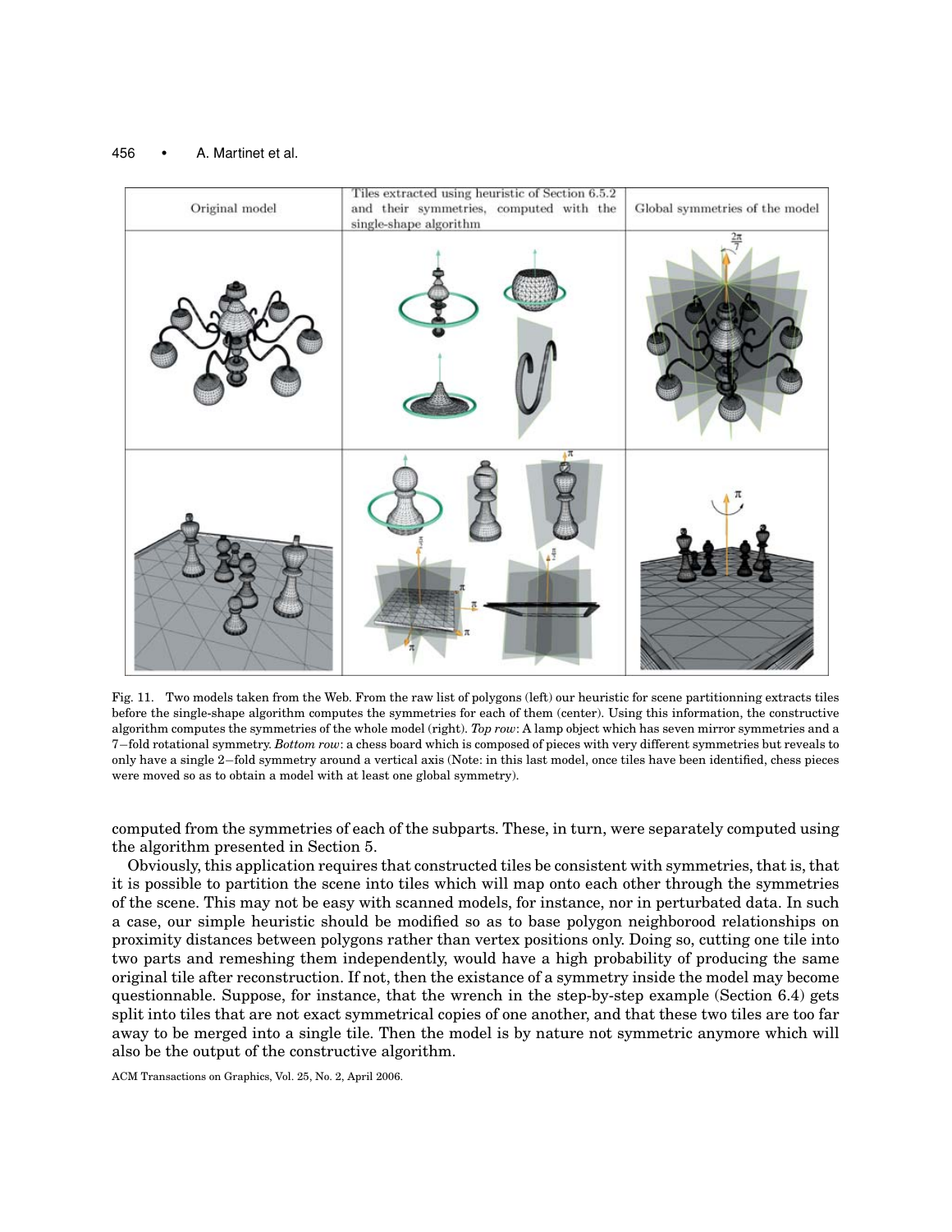| Original model | Tiles extracted using heuristic of Section 6.5.2 and their symmetries, computed with the single-shape algorithm | Global symmetries of the model |
|---|---|---|
| | | |
| | | |

Fig. 11. Two models taken from the Web. From the raw list of polygons (left) our heuristic for scene partitionning extracts tiles before the single-shape algorithm computes the symmetries for each of them (center). Using this information, the constructive algorithm computes the symmetries of the whole model (right). *Top row*: A lamp object which has seven mirror symmetries and a 7−fold rotational symmetry. *Bottom row*: a chess board which is composed of pieces with very different symmetries but reveals to only have a single 2−fold symmetry around a vertical axis (Note: in this last model, once tiles have been identified, chess pieces were moved so as to obtain a model with at least one global symmetry).

computed from the symmetries of each of the subparts. These, in turn, were separately computed using the algorithm presented in Section 5.

Obviously, this application requires that constructed tiles be consistent with symmetries, that is, that it is possible to partition the scene into tiles which will map onto each other through the symmetries of the scene. This may not be easy with scanned models, for instance, nor in perturbated data. In such a case, our simple heuristic should be modified so as to base polygon neighborood relationships on proximity distances between polygons rather than vertex positions only. Doing so, cutting one tile into two parts and remeshing them independently, would have a high probability of producing the same original tile after reconstruction. If not, then the existance of a symmetry inside the model may become questionnable. Suppose, for instance, that the wrench in the step-by-step example (Section 6.4) gets split into tiles that are not exact symmetrical copies of one another, and that these two tiles are too far away to be merged into a single tile. Then the model is by nature not symmetric anymore which will also be the output of the constructive algorithm.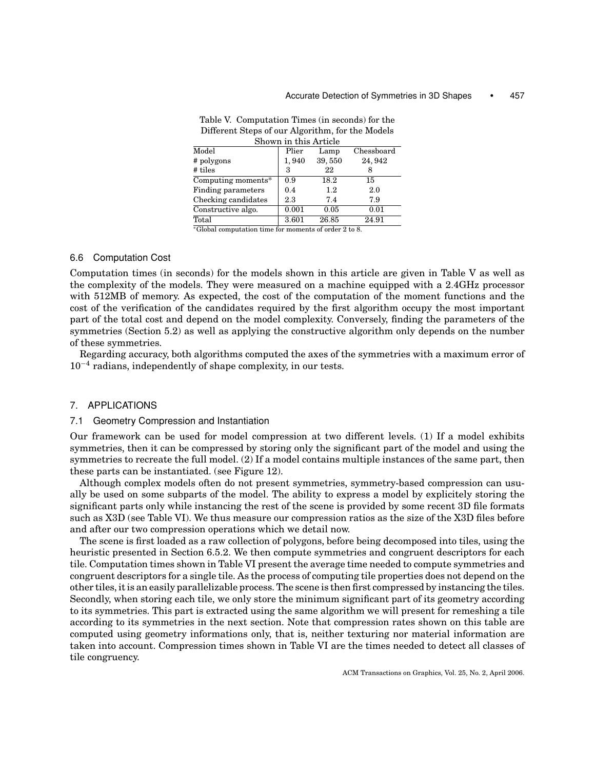Table V. Computation Times (in seconds) for the Different Steps of our Algorithm, for the Models Shown in this Article

| Model | Plier | Lamp | Chessboard |
| --- | --- | --- | --- |
| # polygons | 1,940 | 39,550 | 24,942 |
| # tiles | 3 | 22 | 8 |
| Computing moments* | 0.9 | 18.2 | 15 |
| Finding parameters | 0.4 | 1.2 | 2.0 |
| Checking candidates | 2.3 | 7.4 | 7.9 |
| Constructive algo. | 0.001 | 0.05 | 0.01 |
| Total | 3.601 | 26.85 | 24.91 |

*Global computation time for moments of order 2 to 8.

### 6.6 Computation Cost

Computation times (in seconds) for the models shown in this article are given in Table V as well as the complexity of the models. They were measured on a machine equipped with a 2.4GHz processor with 512MB of memory. As expected, the cost of the computation of the moment functions and the cost of the verification of the candidates required by the first algorithm occupy the most important part of the total cost and depend on the model complexity. Conversely, finding the parameters of the symmetries (Section 5.2) as well as applying the constructive algorithm only depends on the number of these symmetries.

Regarding accuracy, both algorithms computed the axes of the symmetries with a maximum error of $10^{-4}$ radians, independently of shape complexity, in our tests.

## 7. APPLICATIONS

### 7.1 Geometry Compression and Instantiation

Our framework can be used for model compression at two different levels. (1) If a model exhibits symmetries, then it can be compressed by storing only the significant part of the model and using the symmetries to recreate the full model. (2) If a model contains multiple instances of the same part, then these parts can be instantiated. (see Figure 12).

Although complex models often do not present symmetries, symmetry-based compression can usually be used on some subparts of the model. The ability to express a model by explicitely storing the significant parts only while instancing the rest of the scene is provided by some recent 3D file formats such as X3D (see Table VI). We thus measure our compression ratios as the size of the X3D files before and after our two compression operations which we detail now.

The scene is first loaded as a raw collection of polygons, before being decomposed into tiles, using the heuristic presented in Section 6.5.2. We then compute symmetries and congruent descriptors for each tile. Computation times shown in Table VI present the average time needed to compute symmetries and congruent descriptors for a single tile. As the process of computing tile properties does not depend on the other tiles, it is an easily parallelizable process. The scene is then first compressed by instancing the tiles. Secondly, when storing each tile, we only store the minimum significant part of its geometry according to its symmetries. This part is extracted using the same algorithm we will present for remeshing a tile according to its symmetries in the next section. Note that compression rates shown on this table are computed using geometry informations only, that is, neither texturing nor material information are taken into account. Compression times shown in Table VI are the times needed to detect all classes of tile congruency.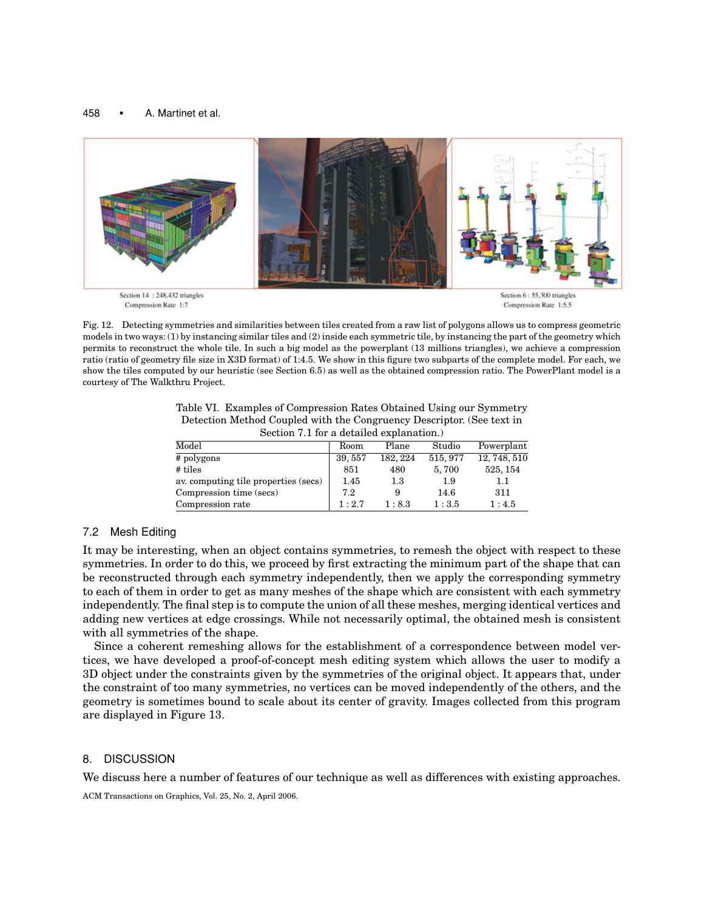Section 14 : 248,432 triangles
Compression Rate 1:7

Section 6 : 55,300 triangles
Compression Rate 1:5.5

Fig. 12. Detecting symmetries and similarities between tiles created from a raw list of polygons allows us to compress geometric models in two ways: (1) by instancing similar tiles and (2) inside each symmetric tile, by instancing the part of the geometry which permits to reconstruct the whole tile. In such a big model as the powerplant (13 millions triangles), we achieve a compression ratio (ratio of geometry file size in X3D format) of 1:4.5. We show in this figure two subparts of the complete model. For each, we show the tiles computed by our heuristic (see Section 6.5) as well as the obtained compression ratio. The PowerPlant model is a courtesy of The Walkthru Project.

Table VI. Examples of Compression Rates Obtained Using our Symmetry Detection Method Coupled with the Congruency Descriptor. (See text in Section 7.1 for a detailed explanation.)

| Model | Room | Plane | Studio | Powerplant |
|---|---|---|---|---|
| # polygons | 39, 557 | 182, 224 | 515, 977 | 12, 748, 510 |
| # tiles | 851 | 480 | 5, 700 | 525, 154 |
| av. computing tile properties (secs) | 1.45 | 1.3 | 1.9 | 1.1 |
| Compression time (secs) | 7.2 | 9 | 14.6 | 311 |
| Compression rate | 1 : 2.7 | 1 : 8.3 | 1 : 3.5 | 1 : 4.5 |

### 7.2 Mesh Editing

It may be interesting, when an object contains symmetries, to remesh the object with respect to these symmetries. In order to do this, we proceed by first extracting the minimum part of the shape that can be reconstructed through each symmetry independently, then we apply the corresponding symmetry to each of them in order to get as many meshes of the shape which are consistent with each symmetry independently. The final step is to compute the union of all these meshes, merging identical vertices and adding new vertices at edge crossings. While not necessarily optimal, the obtained mesh is consistent with all symmetries of the shape.

Since a coherent remeshing allows for the establishment of a correspondence between model vertices, we have developed a proof-of-concept mesh editing system which allows the user to modify a 3D object under the constraints given by the symmetries of the original object. It appears that, under the constraint of too many symmetries, no vertices can be moved independently of the others, and the geometry is sometimes bound to scale about its center of gravity. Images collected from this program are displayed in Figure 13.

## 8. DISCUSSION

We discuss here a number of features of our technique as well as differences with existing approaches.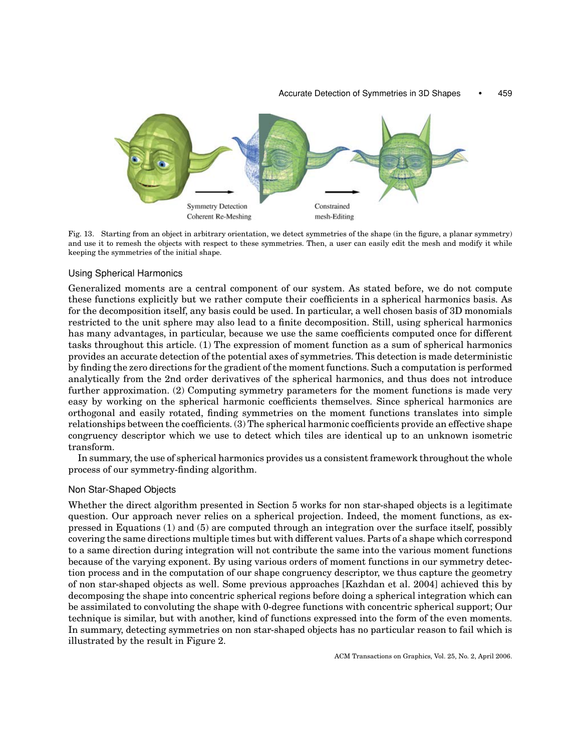Symmetry Detection
Coherent Re-Meshing

Constrained
mesh-Editing

Fig. 13. Starting from an object in arbitrary orientation, we detect symmetries of the shape (in the figure, a planar symmetry) and use it to remesh the objects with respect to these symmetries. Then, a user can easily edit the mesh and modify it while keeping the symmetries of the initial shape.

### Using Spherical Harmonics

Generalized moments are a central component of our system. As stated before, we do not compute these functions explicitly but we rather compute their coefficients in a spherical harmonics basis. As for the decomposition itself, any basis could be used. In particular, a well chosen basis of 3D monomials restricted to the unit sphere may also lead to a finite decomposition. Still, using spherical harmonics has many advantages, in particular, because we use the same coefficients computed once for different tasks throughout this article. (1) The expression of moment function as a sum of spherical harmonics provides an accurate detection of the potential axes of symmetries. This detection is made deterministic by finding the zero directions for the gradient of the moment functions. Such a computation is performed analytically from the 2nd order derivatives of the spherical harmonics, and thus does not introduce further approximation. (2) Computing symmetry parameters for the moment functions is made very easy by working on the spherical harmonic coefficients themselves. Since spherical harmonics are orthogonal and easily rotated, finding symmetries on the moment functions translates into simple relationships between the coefficients. (3) The spherical harmonic coefficients provide an effective shape congruency descriptor which we use to detect which tiles are identical up to an unknown isometric transform.

In summary, the use of spherical harmonics provides us a consistent framework throughout the whole process of our symmetry-finding algorithm.

### Non Star-Shaped Objects

Whether the direct algorithm presented in Section 5 works for non star-shaped objects is a legitimate question. Our approach never relies on a spherical projection. Indeed, the moment functions, as expressed in Equations (1) and (5) are computed through an integration over the surface itself, possibly covering the same directions multiple times but with different values. Parts of a shape which correspond to a same direction during integration will not contribute the same into the various moment functions because of the varying exponent. By using various orders of moment functions in our symmetry detection process and in the computation of our shape congruency descriptor, we thus capture the geometry of non star-shaped objects as well. Some previous approaches [Kazhdan et al. 2004] achieved this by decomposing the shape into concentric spherical regions before doing a spherical integration which can be assimilated to convoluting the shape with 0-degree functions with concentric spherical support; Our technique is similar, but with another, kind of functions expressed into the form of the even moments. In summary, detecting symmetries on non star-shaped objects has no particular reason to fail which is illustrated by the result in Figure 2.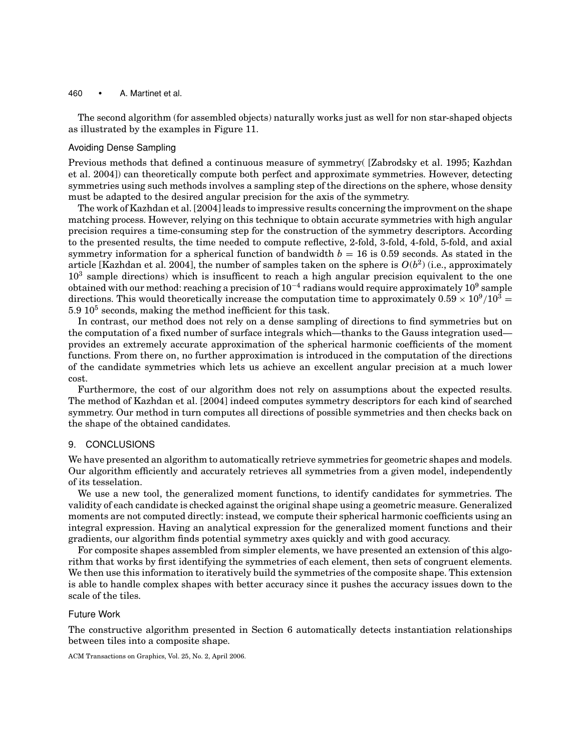The second algorithm (for assembled objects) naturally works just as well for non star-shaped objects as illustrated by the examples in Figure 11.

### Avoiding Dense Sampling

Previous methods that defined a continuous measure of symmetry( [Zabrodsky et al. 1995; Kazhdan et al. 2004]) can theoretically compute both perfect and approximate symmetries. However, detecting symmetries using such methods involves a sampling step of the directions on the sphere, whose density must be adapted to the desired angular precision for the axis of the symmetry.

The work of Kazhdan et al. [2004] leads to impressive results concerning the improvment on the shape matching process. However, relying on this technique to obtain accurate symmetries with high angular precision requires a time-consuming step for the construction of the symmetry descriptors. According to the presented results, the time needed to compute reflective, 2-fold, 3-fold, 4-fold, 5-fold, and axial symmetry information for a spherical function of bandwidth $b = 16$ is 0.59 seconds. As stated in the article [Kazhdan et al. 2004], the number of samples taken on the sphere is $O(b^2)$ (i.e., approximately $10^3$ sample directions) which is insufficent to reach a high angular precision equivalent to the one obtained with our method: reaching a precision of $10^{-4}$ radians would require approximately $10^9$ sample directions. This would theoretically increase the computation time to approximately $0.59 \times 10^9/10^3 = 5.9\ 10^5$ seconds, making the method inefficient for this task.

In contrast, our method does not rely on a dense sampling of directions to find symmetries but on the computation of a fixed number of surface integrals which—thanks to the Gauss integration used—provides an extremely accurate approximation of the spherical harmonic coefficients of the moment functions. From there on, no further approximation is introduced in the computation of the directions of the candidate symmetries which lets us achieve an excellent angular precision at a much lower cost.

Furthermore, the cost of our algorithm does not rely on assumptions about the expected results. The method of Kazhdan et al. [2004] indeed computes symmetry descriptors for each kind of searched symmetry. Our method in turn computes all directions of possible symmetries and then checks back on the shape of the obtained candidates.

## 9. CONCLUSIONS

We have presented an algorithm to automatically retrieve symmetries for geometric shapes and models. Our algorithm efficiently and accurately retrieves all symmetries from a given model, independently of its tesselation.

We use a new tool, the generalized moment functions, to identify candidates for symmetries. The validity of each candidate is checked against the original shape using a geometric measure. Generalized moments are not computed directly: instead, we compute their spherical harmonic coefficients using an integral expression. Having an analytical expression for the generalized moment functions and their gradients, our algorithm finds potential symmetry axes quickly and with good accuracy.

For composite shapes assembled from simpler elements, we have presented an extension of this algorithm that works by first identifying the symmetries of each element, then sets of congruent elements. We then use this information to iteratively build the symmetries of the composite shape. This extension is able to handle complex shapes with better accuracy since it pushes the accuracy issues down to the scale of the tiles.

### Future Work

The constructive algorithm presented in Section 6 automatically detects instantiation relationships between tiles into a composite shape.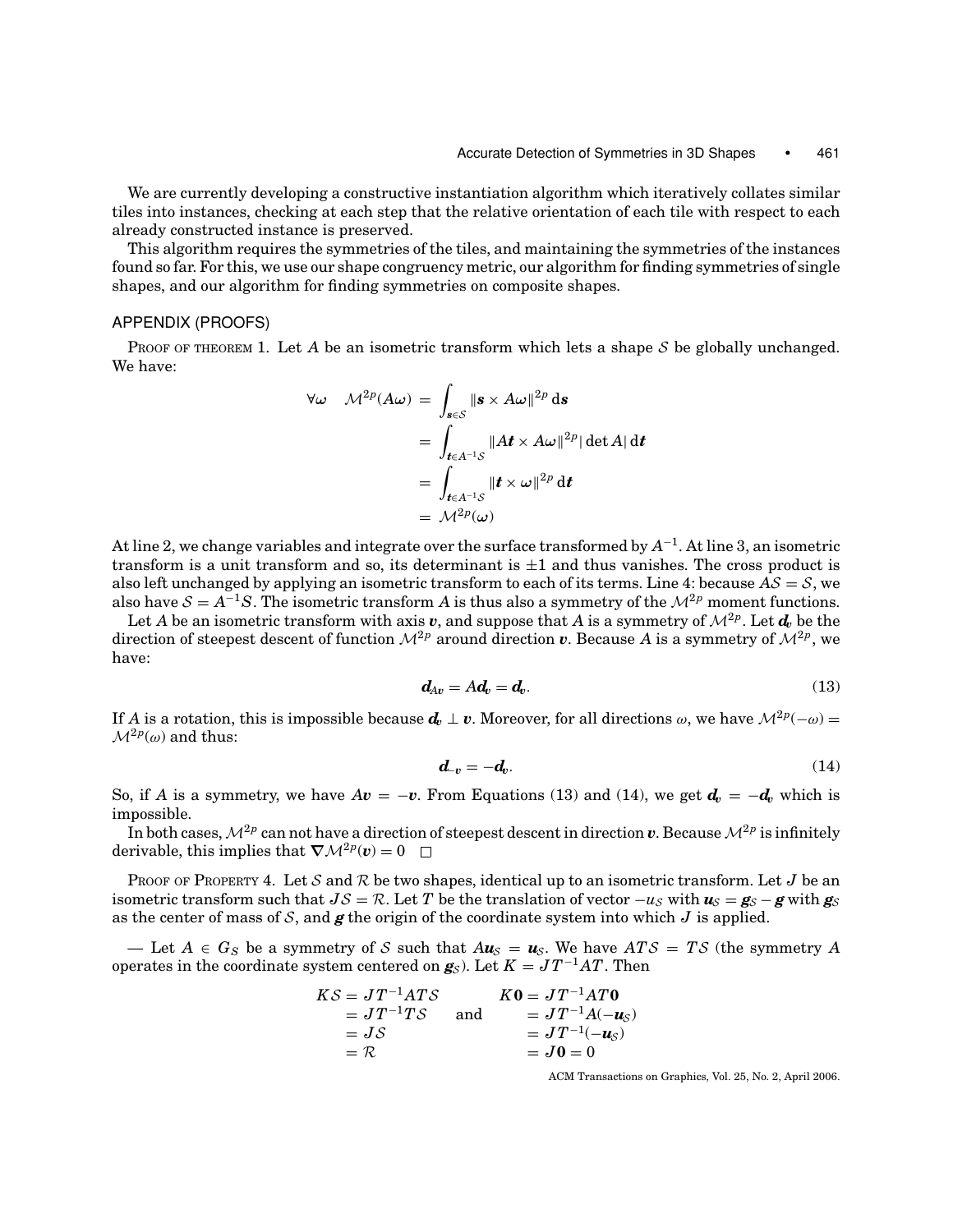We are currently developing a constructive instantiation algorithm which iteratively collates similar tiles into instances, checking at each step that the relative orientation of each tile with respect to each already constructed instance is preserved.

This algorithm requires the symmetries of the tiles, and maintaining the symmetries of the instances found so far. For this, we use our shape congruency metric, our algorithm for finding symmetries of single shapes, and our algorithm for finding symmetries on composite shapes.

## APPENDIX (PROOFS)

Proof of Theorem 1. Let $A$ be an isometric transform which lets a shape $\mathcal{S}$ be globally unchanged. We have:

$$
\begin{aligned}
\forall \omega \quad \mathcal{M}^{2p}(A\omega) &= \int_{\boldsymbol{s}\in\mathcal{S}} \|\boldsymbol{s} \times A\boldsymbol{\omega}\|^{2p}\, \mathrm{d}\boldsymbol{s} \\
&= \int_{\boldsymbol{t}\in A^{-1}\mathcal{S}} \|A\boldsymbol{t} \times A\boldsymbol{\omega}\|^{2p} |\det A|\, \mathrm{d}\boldsymbol{t} \\
&= \int_{\boldsymbol{t}\in A^{-1}\mathcal{S}} \|\boldsymbol{t} \times \boldsymbol{\omega}\|^{2p}\, \mathrm{d}\boldsymbol{t} \\
&= \mathcal{M}^{2p}(\boldsymbol{\omega})
\end{aligned}
$$

At line 2, we change variables and integrate over the surface transformed by $A^{-1}$. At line 3, an isometric transform is a unit transform and so, its determinant is $\pm 1$ and thus vanishes. The cross product is also left unchanged by applying an isometric transform to each of its terms. Line 4: because $A\mathcal{S} = \mathcal{S}$, we also have $\mathcal{S} = A^{-1}S$. The isometric transform $A$ is thus also a symmetry of the $\mathcal{M}^{2p}$ moment functions.

Let $A$ be an isometric transform with axis $\boldsymbol{v}$, and suppose that $A$ is a symmetry of $\mathcal{M}^{2p}$. Let $\boldsymbol{d}_{\boldsymbol{v}}$ be the direction of steepest descent of function $\mathcal{M}^{2p}$ around direction $\boldsymbol{v}$. Because $A$ is a symmetry of $\mathcal{M}^{2p}$, we have:

$$
\boldsymbol{d}_{A\boldsymbol{v}} = A\boldsymbol{d}_{\boldsymbol{v}} = \boldsymbol{d}_{\boldsymbol{v}}. \tag{13}
$$

If $A$ is a rotation, this is impossible because $\boldsymbol{d}_{\boldsymbol{v}} \perp \boldsymbol{v}$. Moreover, for all directions $\omega$, we have $\mathcal{M}^{2p}(-\omega) = \mathcal{M}^{2p}(\omega)$ and thus:

$$
\boldsymbol{d}_{-\boldsymbol{v}} = -\boldsymbol{d}_{\boldsymbol{v}}. \tag{14}
$$

So, if $A$ is a symmetry, we have $A\boldsymbol{v} = -\boldsymbol{v}$. From Equations (13) and (14), we get $\boldsymbol{d}_{\boldsymbol{v}} = -\boldsymbol{d}_{\boldsymbol{v}}$ which is impossible.

In both cases, $\mathcal{M}^{2p}$ can not have a direction of steepest descent in direction $\boldsymbol{v}$. Because $\mathcal{M}^{2p}$ is infinitely derivable, this implies that $\boldsymbol{\nabla}\mathcal{M}^{2p}(\boldsymbol{v}) = 0$ □

Proof of Property 4. Let $\mathcal{S}$ and $\mathcal{R}$ be two shapes, identical up to an isometric transform. Let $J$ be an isometric transform such that $J\mathcal{S} = \mathcal{R}$. Let $T$ be the translation of vector $-u_{\mathcal{S}}$ with $\boldsymbol{u}_{\mathcal{S}} = \boldsymbol{g}_{\mathcal{S}} - \boldsymbol{g}$ with $\boldsymbol{g}_{\mathcal{S}}$ as the center of mass of $\mathcal{S}$, and $\boldsymbol{g}$ the origin of the coordinate system into which $J$ is applied.

— Let $A \in G_S$ be a symmetry of $\mathcal{S}$ such that $A\boldsymbol{u}_{\mathcal{S}} = \boldsymbol{u}_{\mathcal{S}}$. We have $AT\mathcal{S} = T\mathcal{S}$ (the symmetry $A$ operates in the coordinate system centered on $\boldsymbol{g}_{\mathcal{S}}$). Let $K = JT^{-1}AT$. Then

$$
\begin{aligned}
K\mathcal{S} &= JT^{-1}AT\mathcal{S} \\
&= JT^{-1}T\mathcal{S} \\
&= J\mathcal{S} \\
&= \mathcal{R}
\end{aligned}
\qquad \text{and} \qquad
\begin{aligned}
K\mathbf{0} &= JT^{-1}AT\mathbf{0} \\
&= JT^{-1}A(-\boldsymbol{u}_{\mathcal{S}}) \\
&= JT^{-1}(-\boldsymbol{u}_{\mathcal{S}}) \\
&= J\mathbf{0} = 0
\end{aligned}
$$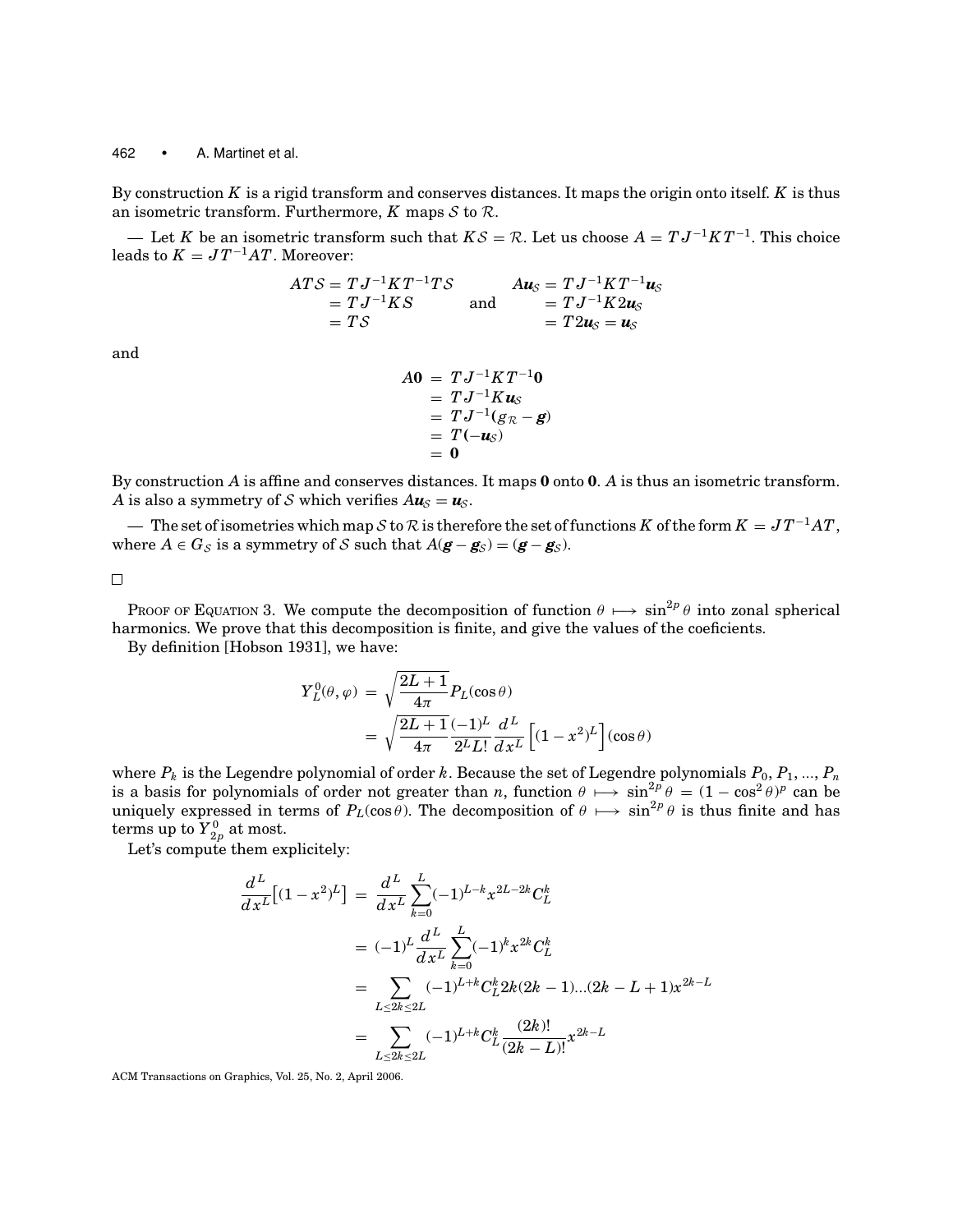By construction $K$ is a rigid transform and conserves distances. It maps the origin onto itself. $K$ is thus an isometric transform. Furthermore, $K$ maps $\mathcal{S}$ to $\mathcal{R}$.

— Let $K$ be an isometric transform such that $K\mathcal{S} = \mathcal{R}$. Let us choose $A = TJ^{-1}KT^{-1}$. This choice leads to $K = JT^{-1}AT$. Moreover:

$$
\begin{aligned}
AT\mathcal{S} &= TJ^{-1}KT^{-1}T\mathcal{S} \\
&= TJ^{-1}K\mathcal{S} \\
&= T\mathcal{S}
\end{aligned}
\qquad \text{and} \qquad
\begin{aligned}
A\boldsymbol{u}_{\mathcal{S}} &= TJ^{-1}KT^{-1}\boldsymbol{u}_{\mathcal{S}} \\
&= TJ^{-1}K2\boldsymbol{u}_{\mathcal{S}} \\
&= T2\boldsymbol{u}_{\mathcal{S}} = \boldsymbol{u}_{\mathcal{S}}
\end{aligned}
$$

and

$$
\begin{aligned}
A\mathbf{0} &= TJ^{-1}KT^{-1}\mathbf{0} \\
&= TJ^{-1}K\boldsymbol{u}_{\mathcal{S}} \\
&= TJ^{-1}(g_{\mathcal{R}} - \boldsymbol{g}) \\
&= T(-\boldsymbol{u}_{\mathcal{S}}) \\
&= \mathbf{0}
\end{aligned}
$$

By construction $A$ is affine and conserves distances. It maps $\mathbf{0}$ onto $\mathbf{0}$. $A$ is thus an isometric transform. $A$ is also a symmetry of $\mathcal{S}$ which verifies $A\boldsymbol{u}_{\mathcal{S}} = \boldsymbol{u}_{\mathcal{S}}$.

— The set of isometries which map $\mathcal{S}$ to $\mathcal{R}$ is therefore the set of functions $K$ of the form $K = JT^{-1}AT$, where $A \in G_{\mathcal{S}}$ is a symmetry of $\mathcal{S}$ such that $A(\boldsymbol{g} - \boldsymbol{g}_{\mathcal{S}}) = (\boldsymbol{g} - \boldsymbol{g}_{\mathcal{S}})$.

□

PROOF OF EQUATION 3. We compute the decomposition of function $\theta \longmapsto \sin^{2p}\theta$ into zonal spherical harmonics. We prove that this decomposition is finite, and give the values of the coeficients.

By definition [Hobson 1931], we have:

$$
\begin{aligned}
Y_L^0(\theta, \varphi) &= \sqrt{\frac{2L+1}{4\pi}} P_L(\cos\theta) \\
&= \sqrt{\frac{2L+1}{4\pi}} \frac{(-1)^L}{2^L L!} \frac{d^L}{dx^L}\left[(1-x^2)^L\right](\cos\theta)
\end{aligned}
$$

where $P_k$ is the Legendre polynomial of order $k$. Because the set of Legendre polynomials $P_0, P_1, ..., P_n$ is a basis for polynomials of order not greater than $n$, function $\theta \longmapsto \sin^{2p}\theta = (1 - \cos^2\theta)^p$ can be uniquely expressed in terms of $P_L(\cos\theta)$. The decomposition of $\theta \longmapsto \sin^{2p}\theta$ is thus finite and has terms up to $Y_{2p}^0$ at most.

Let's compute them explicitely:

$$
\begin{aligned}
\frac{d^L}{dx^L}\left[(1-x^2)^L\right] &= \frac{d^L}{dx^L} \sum_{k=0}^{L} (-1)^{L-k} x^{2L-2k} C_L^k \\
&= (-1)^L \frac{d^L}{dx^L} \sum_{k=0}^{L} (-1)^k x^{2k} C_L^k \\
&= \sum_{L \leq 2k \leq 2L} (-1)^{L+k} C_L^k 2k(2k-1)...(2k-L+1) x^{2k-L} \\
&= \sum_{L \leq 2k \leq 2L} (-1)^{L+k} C_L^k \frac{(2k)!}{(2k-L)!} x^{2k-L}
\end{aligned}
$$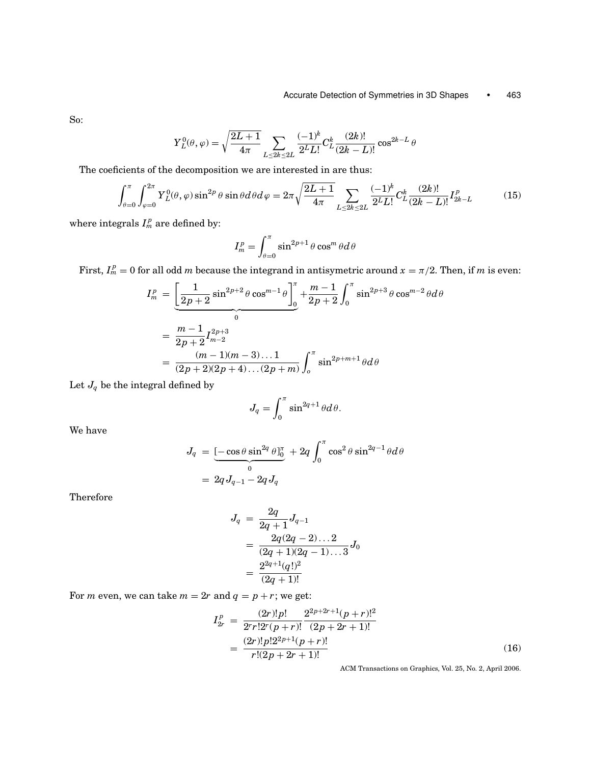So:

$$Y_L^0(\theta,\varphi) = \sqrt{\frac{2L+1}{4\pi}} \sum_{L\le 2k\le 2L} \frac{(-1)^k}{2^L L!} C_L^k \frac{(2k)!}{(2k-L)!} \cos^{2k-L}\theta$$

The coeficients of the decomposition we are interested in are thus:

$$\int_{\theta=0}^{\pi}\int_{\varphi=0}^{2\pi} Y_L^0(\theta,\varphi)\sin^{2p}\theta\sin\theta d\theta d\varphi = 2\pi\sqrt{\frac{2L+1}{4\pi}} \sum_{L\le 2k\le 2L} \frac{(-1)^k}{2^L L!} C_L^k \frac{(2k)!}{(2k-L)!} I_{2k-L}^p \tag{15}$$

where integrals $I_m^p$ are defined by:

$$I_m^p = \int_{\theta=0}^{\pi} \sin^{2p+1}\theta\cos^m\theta d\theta$$

First, $I_m^p = 0$ for all odd $m$ because the integrand in antisymetric around $x = \pi/2$. Then, if $m$ is even:

$$\begin{aligned}
I_m^p &= \underbrace{\left[\frac{1}{2p+2}\sin^{2p+2}\theta\cos^{m-1}\theta\right]_0^{\pi}}_{0} + \frac{m-1}{2p+2}\int_0^{\pi}\sin^{2p+3}\theta\cos^{m-2}\theta d\theta \\
&= \frac{m-1}{2p+2} I_{m-2}^{2p+3} \\
&= \frac{(m-1)(m-3)\dots 1}{(2p+2)(2p+4)\dots(2p+m)}\int_o^{\pi}\sin^{2p+m+1}\theta d\theta
\end{aligned}$$

Let $J_q$ be the integral defined by

$$J_q = \int_0^{\pi}\sin^{2q+1}\theta d\theta.$$

We have

$$\begin{aligned}
J_q &= \underbrace{[-\cos\theta\sin^{2q}\theta]_0^{\pi}}_{0} + 2q\int_0^{\pi}\cos^2\theta\sin^{2q-1}\theta d\theta \\
&= 2q J_{q-1} - 2q J_q
\end{aligned}$$

Therefore

$$\begin{aligned}
J_q &= \frac{2q}{2q+1} J_{q-1} \\
&= \frac{2q(2q-2)\dots 2}{(2q+1)(2q-1)\dots 3} J_0 \\
&= \frac{2^{2q+1}(q!)^2}{(2q+1)!}
\end{aligned}$$

For $m$ even, we can take $m = 2r$ and $q = p + r$; we get:

$$\begin{aligned}
I_{2r}^p &= \frac{(2r)!p!}{2^r r! 2^r (p+r)!}\frac{2^{2p+2r+1}(p+r)!^2}{(2p+2r+1)!} \\
&= \frac{(2r)!p!2^{2p+1}(p+r)!}{r!(2p+2r+1)!}
\end{aligned} \tag{16}$$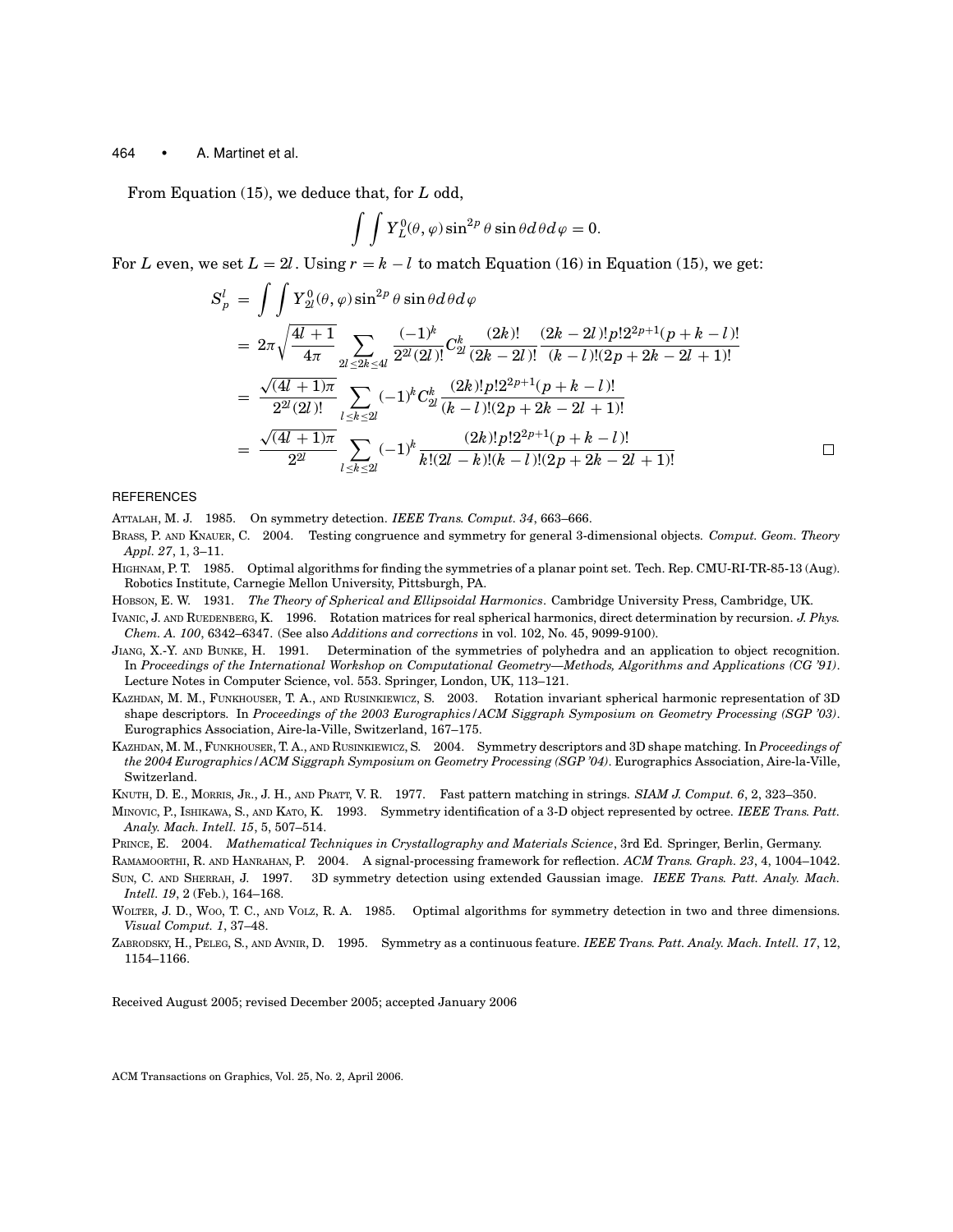From Equation (15), we deduce that, for $L$ odd,

$$\int\int Y_L^0(\theta,\varphi)\sin^{2p}\theta\sin\theta d\theta d\varphi = 0.$$

For $L$ even, we set $L = 2l$. Using $r = k - l$ to match Equation (16) in Equation (15), we get:

$$\begin{aligned}
S_p^l &= \int\int Y_{2l}^0(\theta,\varphi)\sin^{2p}\theta\sin\theta d\theta d\varphi \\
&= 2\pi\sqrt{\frac{4l+1}{4\pi}}\sum_{2l\leq 2k\leq 4l}\frac{(-1)^k}{2^{2l}(2l)!}C_{2l}^k\frac{(2k)!}{(2k-2l)!}\frac{(2k-2l)!p!2^{2p+1}(p+k-l)!}{(k-l)!(2p+2k-2l+1)!} \\
&= \frac{\sqrt{(4l+1)\pi}}{2^{2l}(2l)!}\sum_{l\leq k\leq 2l}(-1)^k C_{2l}^k\frac{(2k)!p!2^{2p+1}(p+k-l)!}{(k-l)!(2p+2k-2l+1)!} \\
&= \frac{\sqrt{(4l+1)\pi}}{2^{2l}}\sum_{l\leq k\leq 2l}(-1)^k\frac{(2k)!p!2^{2p+1}(p+k-l)!}{k!(2l-k)!(k-l)!(2p+2k-2l+1)!}
\end{aligned}$$

□

## REFERENCES

ATTALAH, M. J. 1985. On symmetry detection. *IEEE Trans. Comput. 34*, 663–666.

BRASS, P. AND KNAUER, C. 2004. Testing congruence and symmetry for general 3-dimensional objects. *Comput. Geom. Theory Appl. 27*, 1, 3–11.

HIGHNAM, P. T. 1985. Optimal algorithms for finding the symmetries of a planar point set. Tech. Rep. CMU-RI-TR-85-13 (Aug). Robotics Institute, Carnegie Mellon University, Pittsburgh, PA.

HOBSON, E. W. 1931. *The Theory of Spherical and Ellipsoidal Harmonics*. Cambridge University Press, Cambridge, UK.

IVANIC, J. AND RUEDENBERG, K. 1996. Rotation matrices for real spherical harmonics, direct determination by recursion. *J. Phys. Chem. A. 100*, 6342–6347. (See also *Additions and corrections* in vol. 102, No. 45, 9099-9100).

JIANG, X.-Y. AND BUNKE, H. 1991. Determination of the symmetries of polyhedra and an application to object recognition. In *Proceedings of the International Workshop on Computational Geometry—Methods, Algorithms and Applications (CG '91)*. Lecture Notes in Computer Science, vol. 553. Springer, London, UK, 113–121.

KAZHDAN, M. M., FUNKHOUSER, T. A., AND RUSINKIEWICZ, S. 2003. Rotation invariant spherical harmonic representation of 3D shape descriptors. In *Proceedings of the 2003 Eurographics/ACM Siggraph Symposium on Geometry Processing (SGP '03)*. Eurographics Association, Aire-la-Ville, Switzerland, 167–175.

KAZHDAN, M. M., FUNKHOUSER, T. A., AND RUSINKIEWICZ, S. 2004. Symmetry descriptors and 3D shape matching. In *Proceedings of the 2004 Eurographics/ACM Siggraph Symposium on Geometry Processing (SGP '04)*. Eurographics Association, Aire-la-Ville, Switzerland.

KNUTH, D. E., MORRIS, JR., J. H., AND PRATT, V. R. 1977. Fast pattern matching in strings. *SIAM J. Comput. 6*, 2, 323–350.

MINOVIC, P., ISHIKAWA, S., AND KATO, K. 1993. Symmetry identification of a 3-D object represented by octree. *IEEE Trans. Patt. Analy. Mach. Intell. 15*, 5, 507–514.

PRINCE, E. 2004. *Mathematical Techniques in Crystallography and Materials Science*, 3rd Ed. Springer, Berlin, Germany.

RAMAMOORTHI, R. AND HANRAHAN, P. 2004. A signal-processing framework for reflection. *ACM Trans. Graph. 23*, 4, 1004–1042.

SUN, C. AND SHERRAH, J. 1997. 3D symmetry detection using extended Gaussian image. *IEEE Trans. Patt. Analy. Mach. Intell. 19*, 2 (Feb.), 164–168.

WOLTER, J. D., WOO, T. C., AND VOLZ, R. A. 1985. Optimal algorithms for symmetry detection in two and three dimensions. *Visual Comput. 1*, 37–48.

ZABRODSKY, H., PELEG, S., AND AVNIR, D. 1995. Symmetry as a continuous feature. *IEEE Trans. Patt. Analy. Mach. Intell. 17*, 12, 1154–1166.

Received August 2005; revised December 2005; accepted January 2006